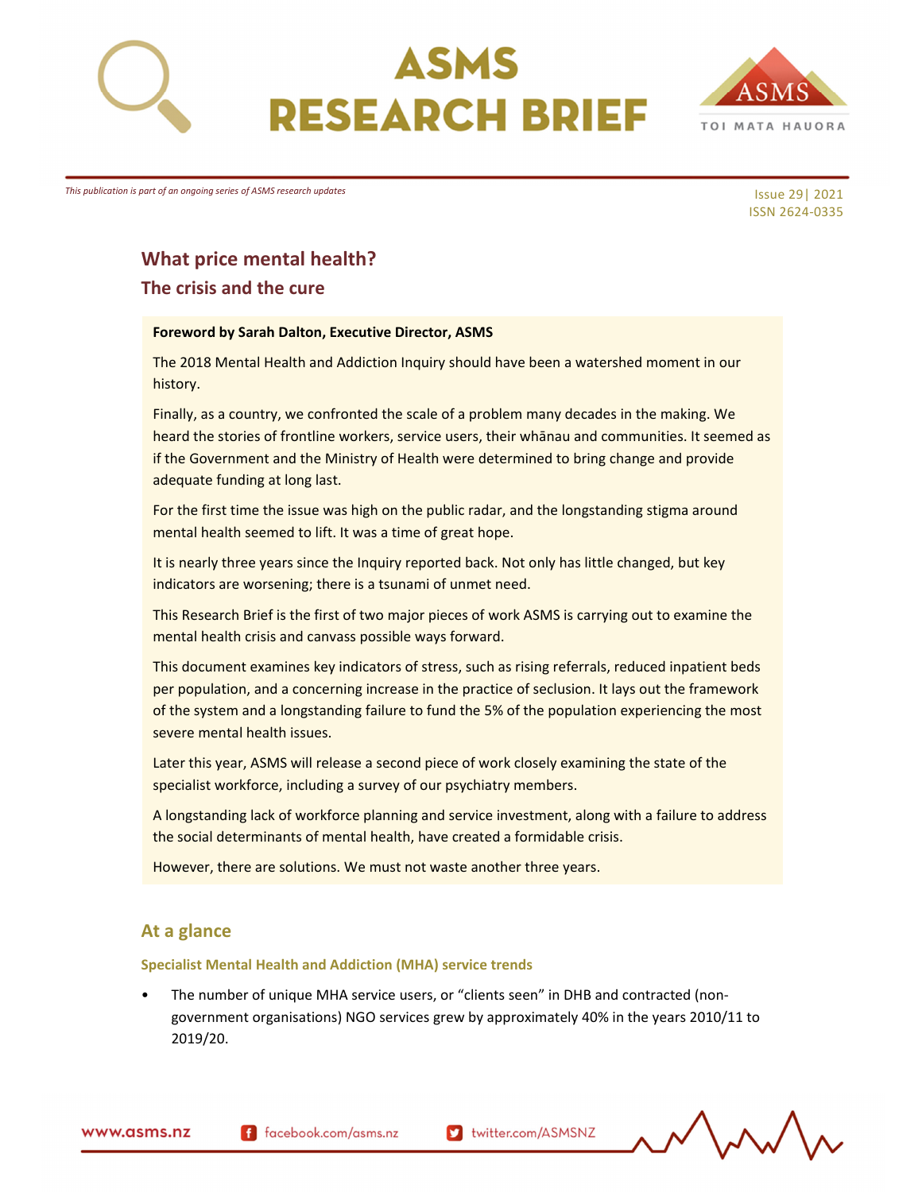# ASMS RESEARCH BRIEF

*This publication is part of an ongoing series of ASMS research updates*

Issue 29| 2021
ISSN 2624-0335

## What price mental health?

## The crisis and the cure

**Foreword by Sarah Dalton, Executive Director, ASMS**

The 2018 Mental Health and Addiction Inquiry should have been a watershed moment in our history.

Finally, as a country, we confronted the scale of a problem many decades in the making. We heard the stories of frontline workers, service users, their whānau and communities. It seemed as if the Government and the Ministry of Health were determined to bring change and provide adequate funding at long last.

For the first time the issue was high on the public radar, and the longstanding stigma around mental health seemed to lift. It was a time of great hope.

It is nearly three years since the Inquiry reported back. Not only has little changed, but key indicators are worsening; there is a tsunami of unmet need.

This Research Brief is the first of two major pieces of work ASMS is carrying out to examine the mental health crisis and canvass possible ways forward.

This document examines key indicators of stress, such as rising referrals, reduced inpatient beds per population, and a concerning increase in the practice of seclusion. It lays out the framework of the system and a longstanding failure to fund the 5% of the population experiencing the most severe mental health issues.

Later this year, ASMS will release a second piece of work closely examining the state of the specialist workforce, including a survey of our psychiatry members.

A longstanding lack of workforce planning and service investment, along with a failure to address the social determinants of mental health, have created a formidable crisis.

However, there are solutions. We must not waste another three years.

## At a glance

### Specialist Mental Health and Addiction (MHA) service trends

- The number of unique MHA service users, or "clients seen" in DHB and contracted (non-government organisations) NGO services grew by approximately 40% in the years 2010/11 to 2019/20.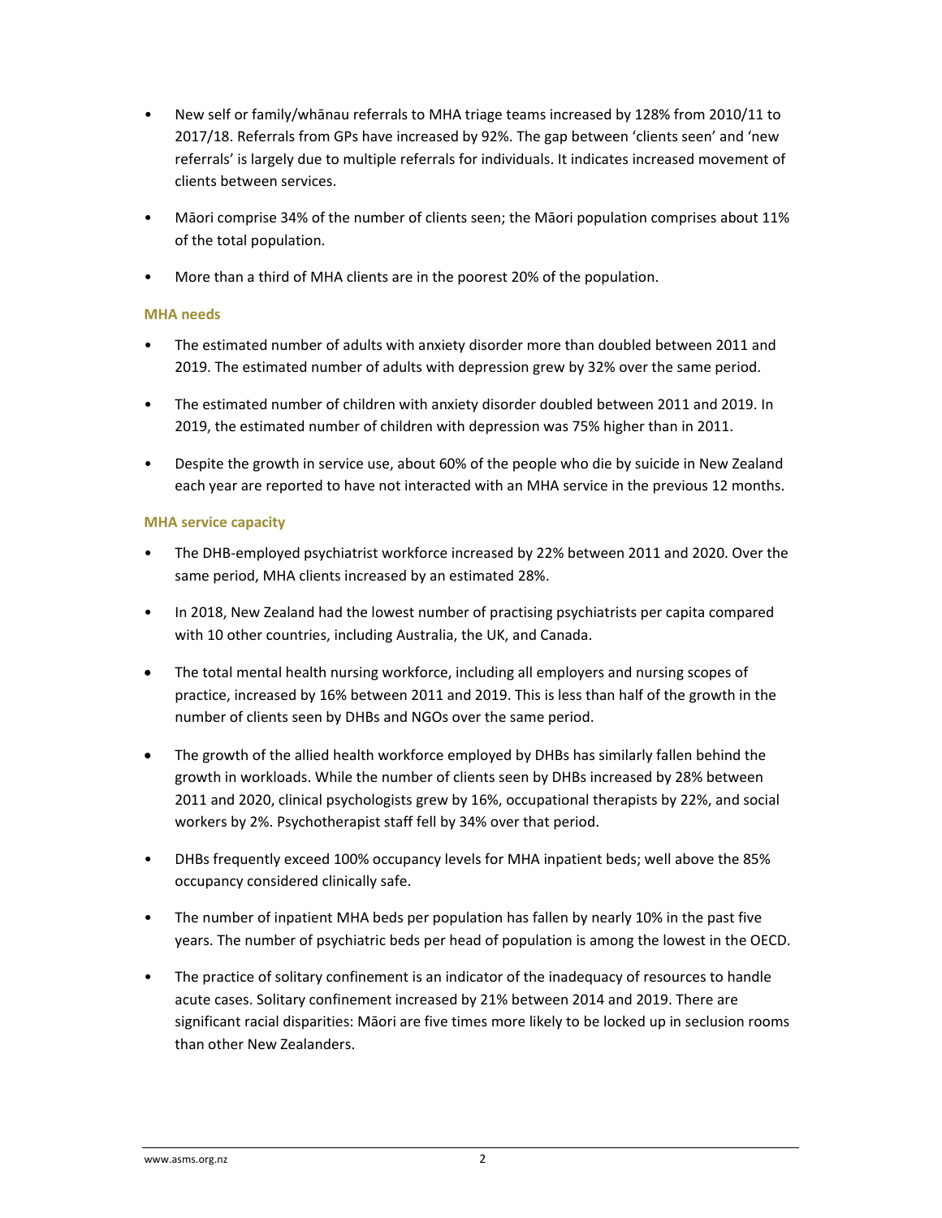- New self or family/whānau referrals to MHA triage teams increased by 128% from 2010/11 to 2017/18. Referrals from GPs have increased by 92%. The gap between 'clients seen' and 'new referrals' is largely due to multiple referrals for individuals. It indicates increased movement of clients between services.
- Māori comprise 34% of the number of clients seen; the Māori population comprises about 11% of the total population.
- More than a third of MHA clients are in the poorest 20% of the population.

### MHA needs

- The estimated number of adults with anxiety disorder more than doubled between 2011 and 2019. The estimated number of adults with depression grew by 32% over the same period.
- The estimated number of children with anxiety disorder doubled between 2011 and 2019. In 2019, the estimated number of children with depression was 75% higher than in 2011.
- Despite the growth in service use, about 60% of the people who die by suicide in New Zealand each year are reported to have not interacted with an MHA service in the previous 12 months.

### MHA service capacity

- The DHB-employed psychiatrist workforce increased by 22% between 2011 and 2020. Over the same period, MHA clients increased by an estimated 28%.
- In 2018, New Zealand had the lowest number of practising psychiatrists per capita compared with 10 other countries, including Australia, the UK, and Canada.
- The total mental health nursing workforce, including all employers and nursing scopes of practice, increased by 16% between 2011 and 2019. This is less than half of the growth in the number of clients seen by DHBs and NGOs over the same period.
- The growth of the allied health workforce employed by DHBs has similarly fallen behind the growth in workloads. While the number of clients seen by DHBs increased by 28% between 2011 and 2020, clinical psychologists grew by 16%, occupational therapists by 22%, and social workers by 2%. Psychotherapist staff fell by 34% over that period.
- DHBs frequently exceed 100% occupancy levels for MHA inpatient beds; well above the 85% occupancy considered clinically safe.
- The number of inpatient MHA beds per population has fallen by nearly 10% in the past five years. The number of psychiatric beds per head of population is among the lowest in the OECD.
- The practice of solitary confinement is an indicator of the inadequacy of resources to handle acute cases. Solitary confinement increased by 21% between 2014 and 2019. There are significant racial disparities: Māori are five times more likely to be locked up in seclusion rooms than other New Zealanders.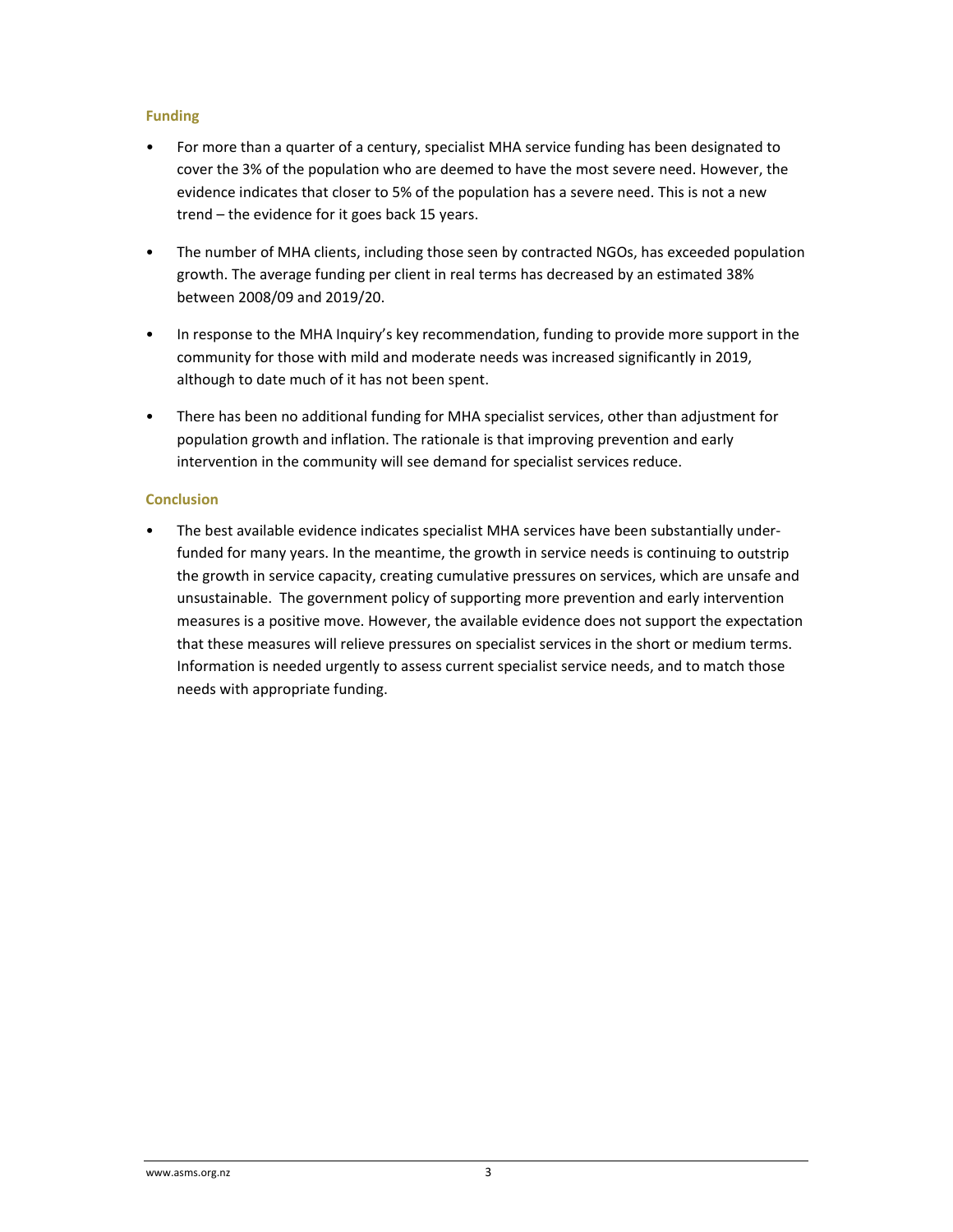### Funding

- For more than a quarter of a century, specialist MHA service funding has been designated to cover the 3% of the population who are deemed to have the most severe need. However, the evidence indicates that closer to 5% of the population has a severe need. This is not a new trend – the evidence for it goes back 15 years.

- The number of MHA clients, including those seen by contracted NGOs, has exceeded population growth. The average funding per client in real terms has decreased by an estimated 38% between 2008/09 and 2019/20.

- In response to the MHA Inquiry's key recommendation, funding to provide more support in the community for those with mild and moderate needs was increased significantly in 2019, although to date much of it has not been spent.

- There has been no additional funding for MHA specialist services, other than adjustment for population growth and inflation. The rationale is that improving prevention and early intervention in the community will see demand for specialist services reduce.

### Conclusion

- The best available evidence indicates specialist MHA services have been substantially under-funded for many years. In the meantime, the growth in service needs is continuing to outstrip the growth in service capacity, creating cumulative pressures on services, which are unsafe and unsustainable. The government policy of supporting more prevention and early intervention measures is a positive move. However, the available evidence does not support the expectation that these measures will relieve pressures on specialist services in the short or medium terms. Information is needed urgently to assess current specialist service needs, and to match those needs with appropriate funding.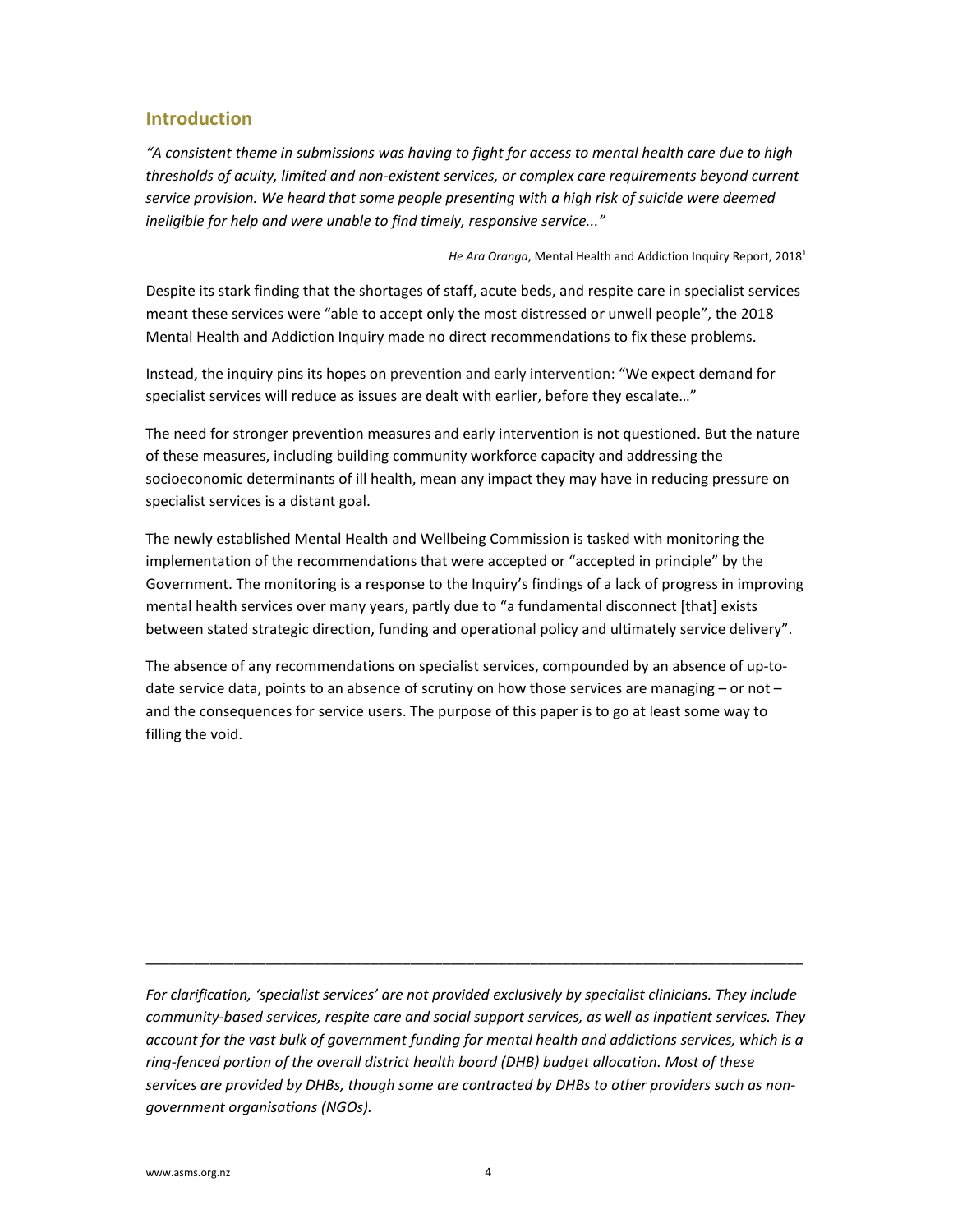## Introduction

*"A consistent theme in submissions was having to fight for access to mental health care due to high thresholds of acuity, limited and non-existent services, or complex care requirements beyond current service provision. We heard that some people presenting with a high risk of suicide were deemed ineligible for help and were unable to find timely, responsive service..."*

*He Ara Oranga*, Mental Health and Addiction Inquiry Report, 2018[1]

Despite its stark finding that the shortages of staff, acute beds, and respite care in specialist services meant these services were "able to accept only the most distressed or unwell people", the 2018 Mental Health and Addiction Inquiry made no direct recommendations to fix these problems.

Instead, the inquiry pins its hopes on prevention and early intervention: "We expect demand for specialist services will reduce as issues are dealt with earlier, before they escalate…"

The need for stronger prevention measures and early intervention is not questioned. But the nature of these measures, including building community workforce capacity and addressing the socioeconomic determinants of ill health, mean any impact they may have in reducing pressure on specialist services is a distant goal.

The newly established Mental Health and Wellbeing Commission is tasked with monitoring the implementation of the recommendations that were accepted or "accepted in principle" by the Government. The monitoring is a response to the Inquiry's findings of a lack of progress in improving mental health services over many years, partly due to "a fundamental disconnect [that] exists between stated strategic direction, funding and operational policy and ultimately service delivery".

The absence of any recommendations on specialist services, compounded by an absence of up-to-date service data, points to an absence of scrutiny on how those services are managing – or not – and the consequences for service users. The purpose of this paper is to go at least some way to filling the void.

---

*For clarification, 'specialist services' are not provided exclusively by specialist clinicians. They include community-based services, respite care and social support services, as well as inpatient services. They account for the vast bulk of government funding for mental health and addictions services, which is a ring-fenced portion of the overall district health board (DHB) budget allocation. Most of these services are provided by DHBs, though some are contracted by DHBs to other providers such as non-government organisations (NGOs).*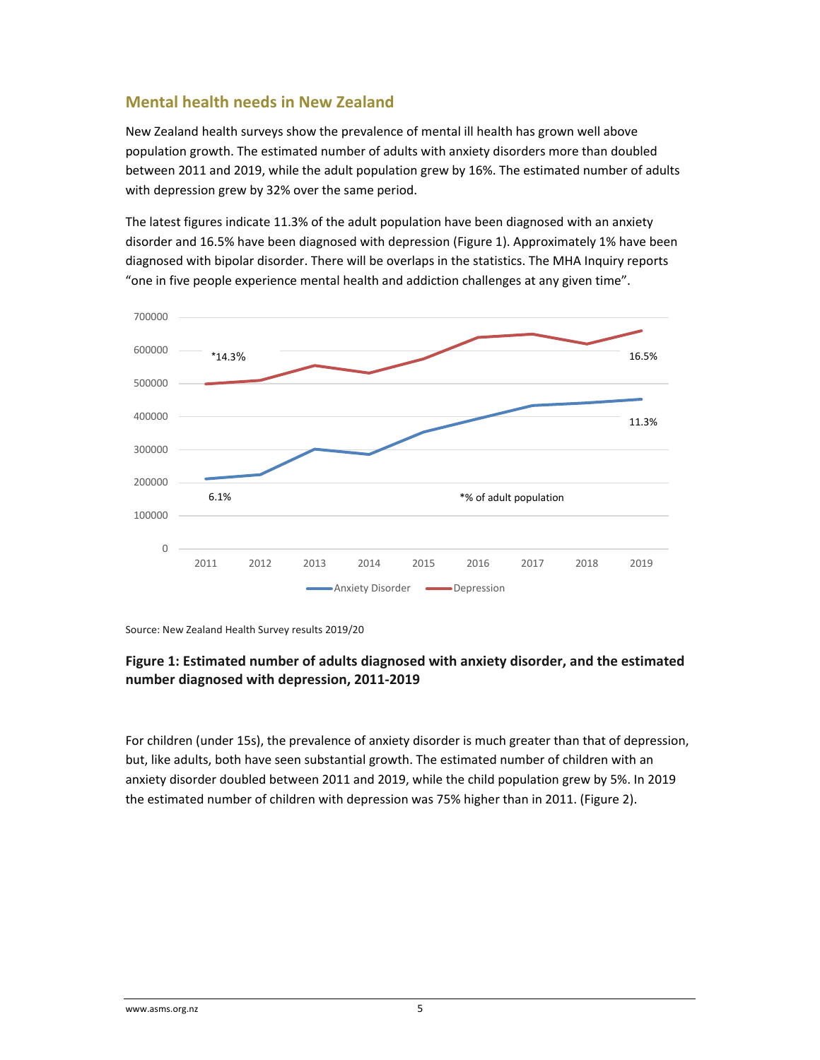## Mental health needs in New Zealand

New Zealand health surveys show the prevalence of mental ill health has grown well above population growth. The estimated number of adults with anxiety disorders more than doubled between 2011 and 2019, while the adult population grew by 16%. The estimated number of adults with depression grew by 32% over the same period.

The latest figures indicate 11.3% of the adult population have been diagnosed with an anxiety disorder and 16.5% have been diagnosed with depression (Figure 1). Approximately 1% have been diagnosed with bipolar disorder. There will be overlaps in the statistics. The MHA Inquiry reports "one in five people experience mental health and addiction challenges at any given time".

Source: New Zealand Health Survey results 2019/20

**Figure 1: Estimated number of adults diagnosed with anxiety disorder, and the estimated number diagnosed with depression, 2011-2019**

For children (under 15s), the prevalence of anxiety disorder is much greater than that of depression, but, like adults, both have seen substantial growth. The estimated number of children with an anxiety disorder doubled between 2011 and 2019, while the child population grew by 5%. In 2019 the estimated number of children with depression was 75% higher than in 2011. (Figure 2).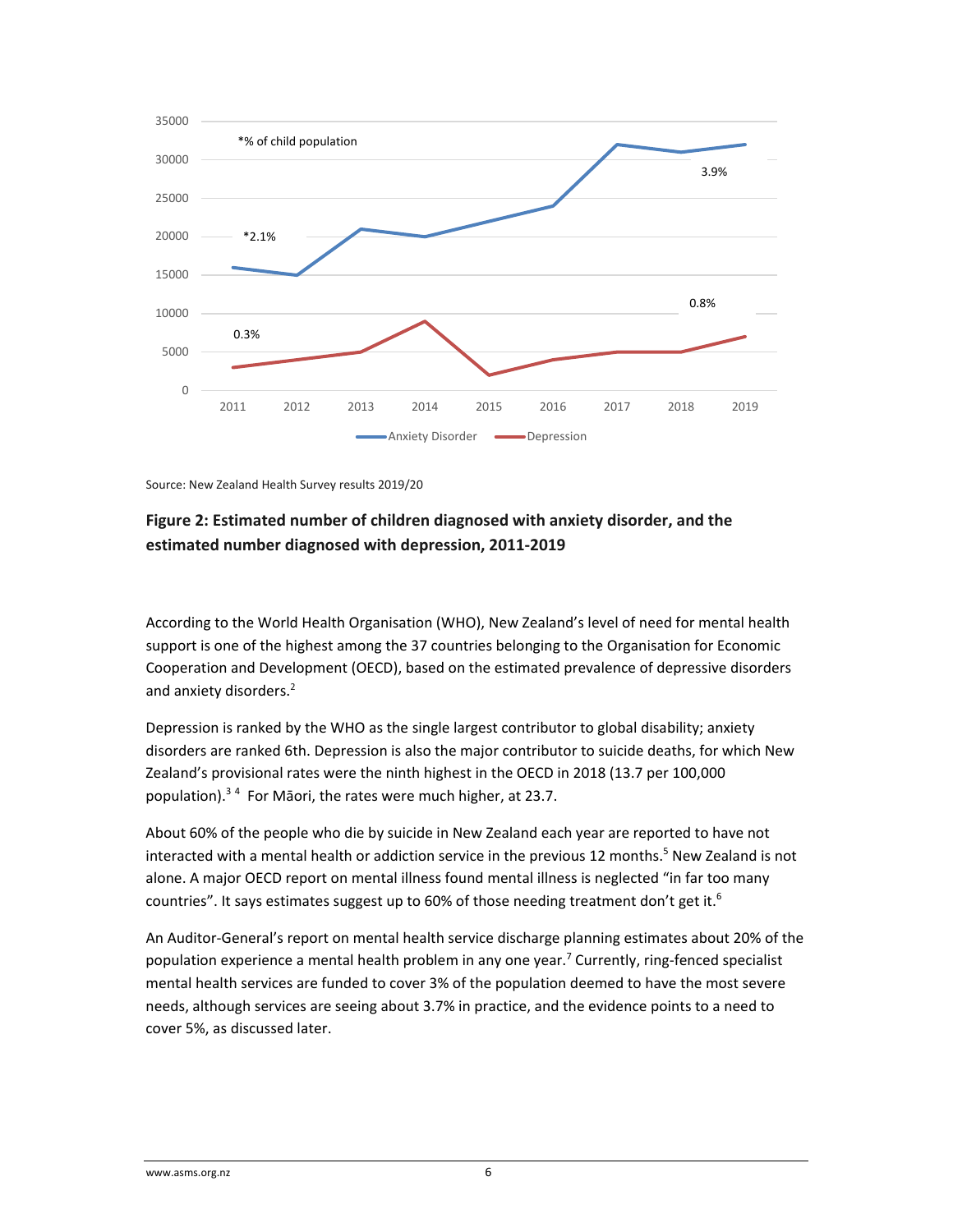Source: New Zealand Health Survey results 2019/20

**Figure 2: Estimated number of children diagnosed with anxiety disorder, and the estimated number diagnosed with depression, 2011-2019**

According to the World Health Organisation (WHO), New Zealand's level of need for mental health support is one of the highest among the 37 countries belonging to the Organisation for Economic Cooperation and Development (OECD), based on the estimated prevalence of depressive disorders and anxiety disorders.[2]

Depression is ranked by the WHO as the single largest contributor to global disability; anxiety disorders are ranked 6th. Depression is also the major contributor to suicide deaths, for which New Zealand's provisional rates were the ninth highest in the OECD in 2018 (13.7 per 100,000 population).[3 4] For Māori, the rates were much higher, at 23.7.

About 60% of the people who die by suicide in New Zealand each year are reported to have not interacted with a mental health or addiction service in the previous 12 months.[5] New Zealand is not alone. A major OECD report on mental illness found mental illness is neglected "in far too many countries". It says estimates suggest up to 60% of those needing treatment don't get it.[6]

An Auditor-General's report on mental health service discharge planning estimates about 20% of the population experience a mental health problem in any one year.[7] Currently, ring-fenced specialist mental health services are funded to cover 3% of the population deemed to have the most severe needs, although services are seeing about 3.7% in practice, and the evidence points to a need to cover 5%, as discussed later.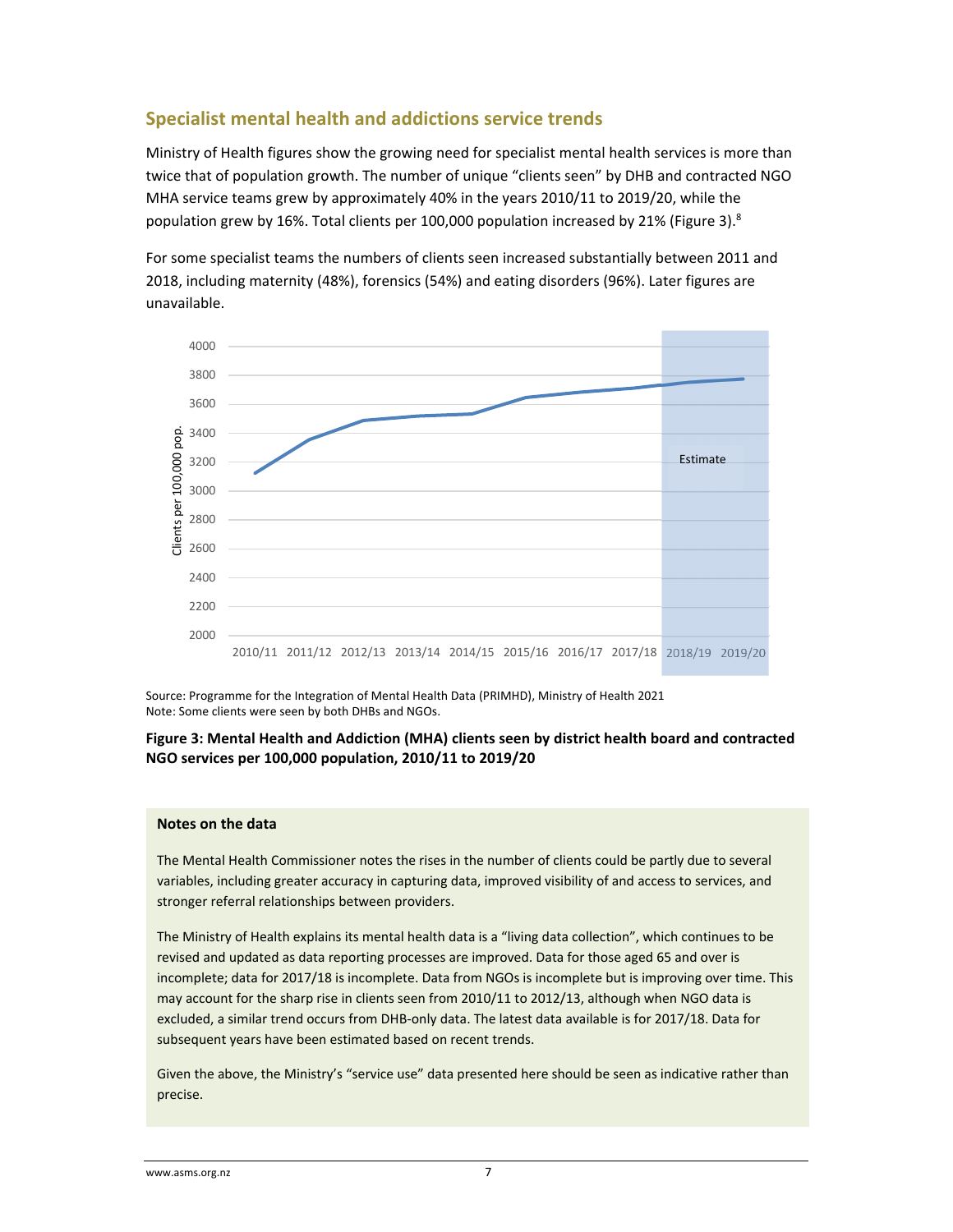## Specialist mental health and addictions service trends

Ministry of Health figures show the growing need for specialist mental health services is more than twice that of population growth. The number of unique "clients seen" by DHB and contracted NGO MHA service teams grew by approximately 40% in the years 2010/11 to 2019/20, while the population grew by 16%. Total clients per 100,000 population increased by 21% (Figure 3).[8]

For some specialist teams the numbers of clients seen increased substantially between 2011 and 2018, including maternity (48%), forensics (54%) and eating disorders (96%). Later figures are unavailable.

Source: Programme for the Integration of Mental Health Data (PRIMHD), Ministry of Health 2021
Note: Some clients were seen by both DHBs and NGOs.

**Figure 3: Mental Health and Addiction (MHA) clients seen by district health board and contracted NGO services per 100,000 population, 2010/11 to 2019/20**

### Notes on the data

The Mental Health Commissioner notes the rises in the number of clients could be partly due to several variables, including greater accuracy in capturing data, improved visibility of and access to services, and stronger referral relationships between providers.

The Ministry of Health explains its mental health data is a "living data collection", which continues to be revised and updated as data reporting processes are improved. Data for those aged 65 and over is incomplete; data for 2017/18 is incomplete. Data from NGOs is incomplete but is improving over time. This may account for the sharp rise in clients seen from 2010/11 to 2012/13, although when NGO data is excluded, a similar trend occurs from DHB-only data. The latest data available is for 2017/18. Data for subsequent years have been estimated based on recent trends.

Given the above, the Ministry's "service use" data presented here should be seen as indicative rather than precise.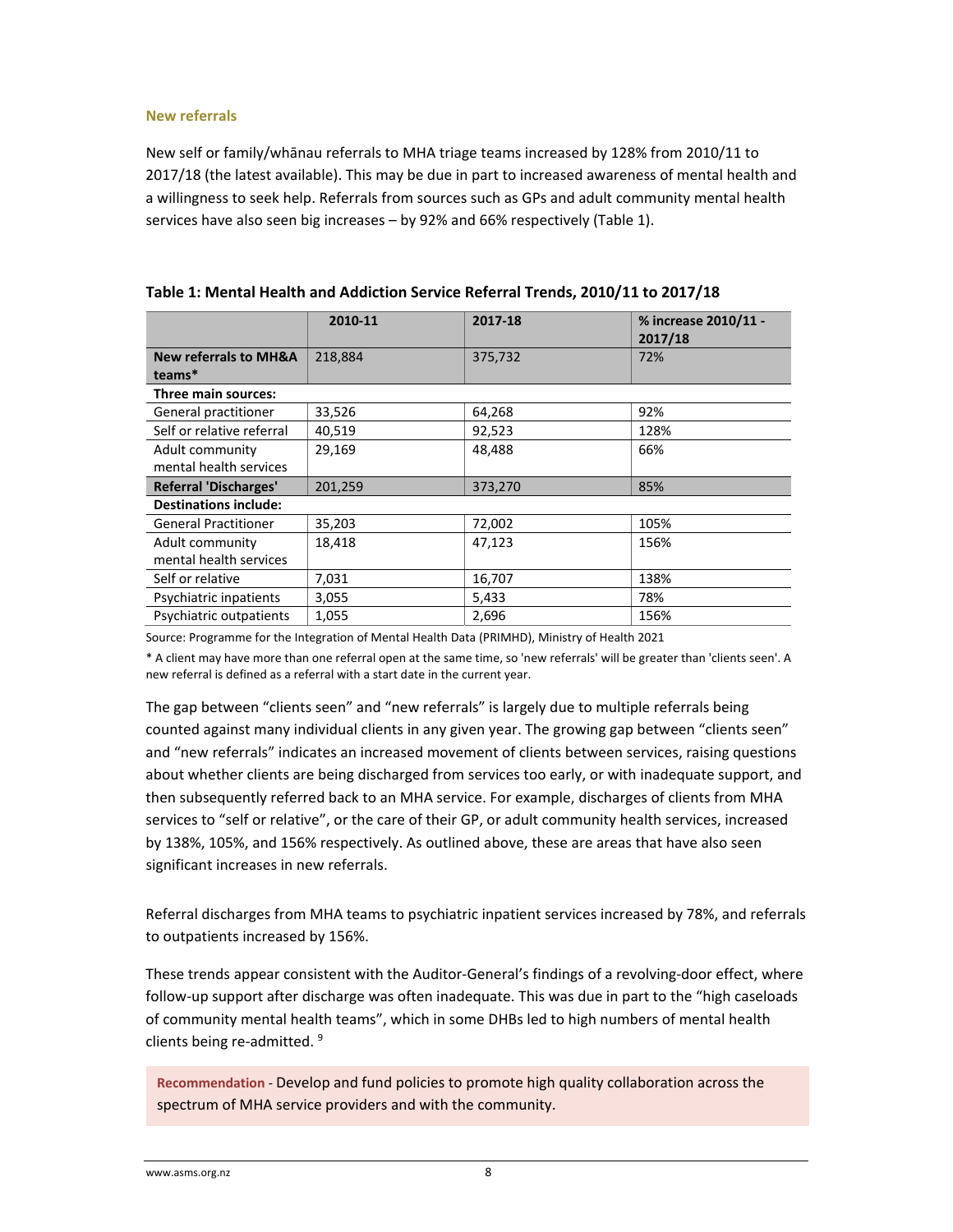### New referrals

New self or family/whānau referrals to MHA triage teams increased by 128% from 2010/11 to 2017/18 (the latest available). This may be due in part to increased awareness of mental health and a willingness to seek help. Referrals from sources such as GPs and adult community mental health services have also seen big increases – by 92% and 66% respectively (Table 1).

**Table 1: Mental Health and Addiction Service Referral Trends, 2010/11 to 2017/18**

| | 2010-11 | 2017-18 | % increase 2010/11 - 2017/18 |
|---|---|---|---|
| **New referrals to MH&A teams*** | 218,884 | 375,732 | 72% |
| **Three main sources:** | | | |
| General practitioner | 33,526 | 64,268 | 92% |
| Self or relative referral | 40,519 | 92,523 | 128% |
| Adult community mental health services | 29,169 | 48,488 | 66% |
| **Referral 'Discharges'** | 201,259 | 373,270 | 85% |
| **Destinations include:** | | | |
| General Practitioner | 35,203 | 72,002 | 105% |
| Adult community mental health services | 18,418 | 47,123 | 156% |
| Self or relative | 7,031 | 16,707 | 138% |
| Psychiatric inpatients | 3,055 | 5,433 | 78% |
| Psychiatric outpatients | 1,055 | 2,696 | 156% |

Source: Programme for the Integration of Mental Health Data (PRIMHD), Ministry of Health 2021

* A client may have more than one referral open at the same time, so 'new referrals' will be greater than 'clients seen'. A new referral is defined as a referral with a start date in the current year.

The gap between "clients seen" and "new referrals" is largely due to multiple referrals being counted against many individual clients in any given year. The growing gap between "clients seen" and "new referrals" indicates an increased movement of clients between services, raising questions about whether clients are being discharged from services too early, or with inadequate support, and then subsequently referred back to an MHA service. For example, discharges of clients from MHA services to "self or relative", or the care of their GP, or adult community health services, increased by 138%, 105%, and 156% respectively. As outlined above, these are areas that have also seen significant increases in new referrals.

Referral discharges from MHA teams to psychiatric inpatient services increased by 78%, and referrals to outpatients increased by 156%.

These trends appear consistent with the Auditor-General's findings of a revolving-door effect, where follow-up support after discharge was often inadequate. This was due in part to the "high caseloads of community mental health teams", which in some DHBs led to high numbers of mental health clients being re-admitted. [9]

**Recommendation** - Develop and fund policies to promote high quality collaboration across the spectrum of MHA service providers and with the community.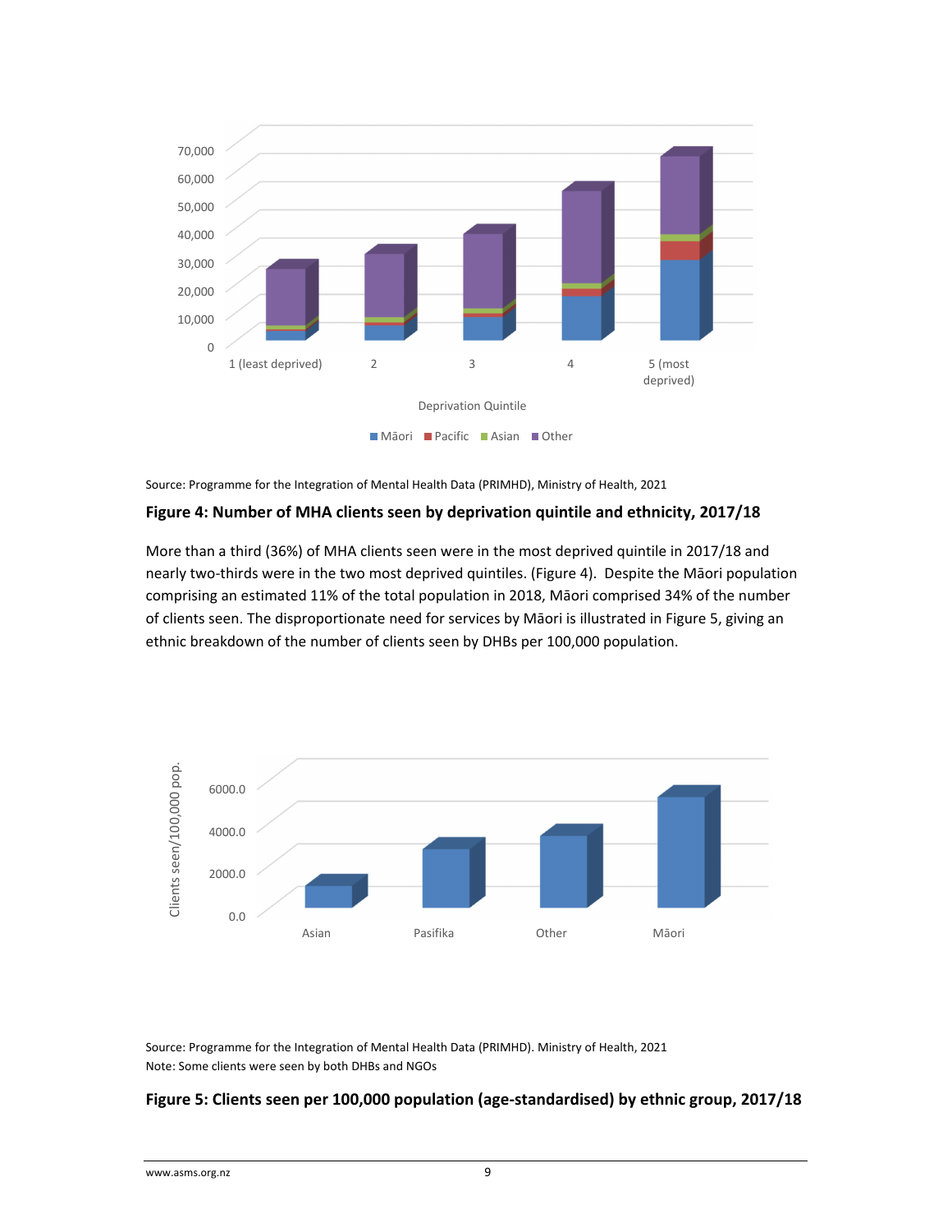Source: Programme for the Integration of Mental Health Data (PRIMHD), Ministry of Health, 2021

**Figure 4: Number of MHA clients seen by deprivation quintile and ethnicity, 2017/18**

More than a third (36%) of MHA clients seen were in the most deprived quintile in 2017/18 and nearly two-thirds were in the two most deprived quintiles. (Figure 4). Despite the Māori population comprising an estimated 11% of the total population in 2018, Māori comprised 34% of the number of clients seen. The disproportionate need for services by Māori is illustrated in Figure 5, giving an ethnic breakdown of the number of clients seen by DHBs per 100,000 population.

Source: Programme for the Integration of Mental Health Data (PRIMHD). Ministry of Health, 2021
Note: Some clients were seen by both DHBs and NGOs

**Figure 5: Clients seen per 100,000 population (age-standardised) by ethnic group, 2017/18**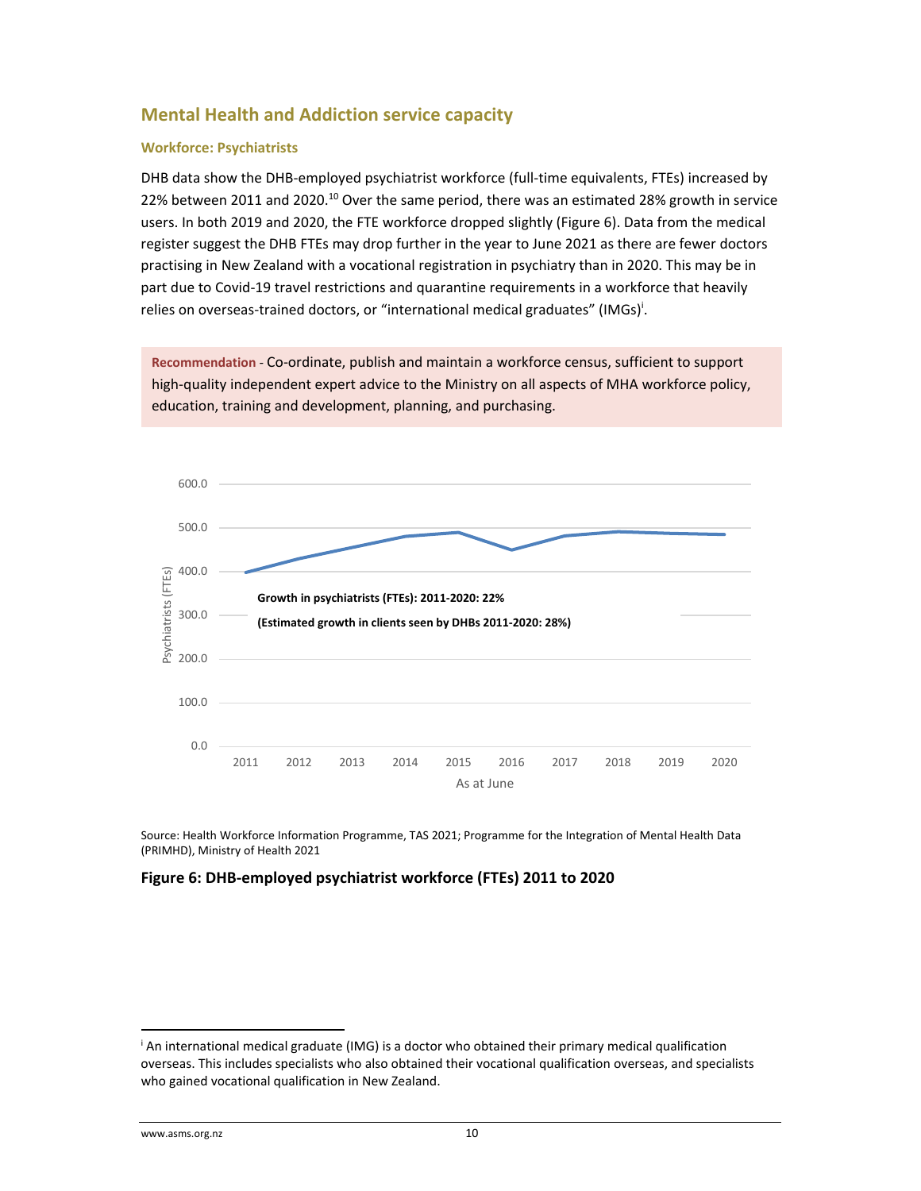## Mental Health and Addiction service capacity

### Workforce: Psychiatrists

DHB data show the DHB-employed psychiatrist workforce (full-time equivalents, FTEs) increased by 22% between 2011 and 2020.[10] Over the same period, there was an estimated 28% growth in service users. In both 2019 and 2020, the FTE workforce dropped slightly (Figure 6). Data from the medical register suggest the DHB FTEs may drop further in the year to June 2021 as there are fewer doctors practising in New Zealand with a vocational registration in psychiatry than in 2020. This may be in part due to Covid-19 travel restrictions and quarantine requirements in a workforce that heavily relies on overseas-trained doctors, or "international medical graduates" (IMGs)[i].

> **Recommendation** - Co-ordinate, publish and maintain a workforce census, sufficient to support high-quality independent expert advice to the Ministry on all aspects of MHA workforce policy, education, training and development, planning, and purchasing.

**Growth in psychiatrists (FTEs): 2011-2020: 22%**

**(Estimated growth in clients seen by DHBs 2011-2020: 28%)**

Source: Health Workforce Information Programme, TAS 2021; Programme for the Integration of Mental Health Data (PRIMHD), Ministry of Health 2021

**Figure 6: DHB-employed psychiatrist workforce (FTEs) 2011 to 2020**

---

[i] An international medical graduate (IMG) is a doctor who obtained their primary medical qualification overseas. This includes specialists who also obtained their vocational qualification overseas, and specialists who gained vocational qualification in New Zealand.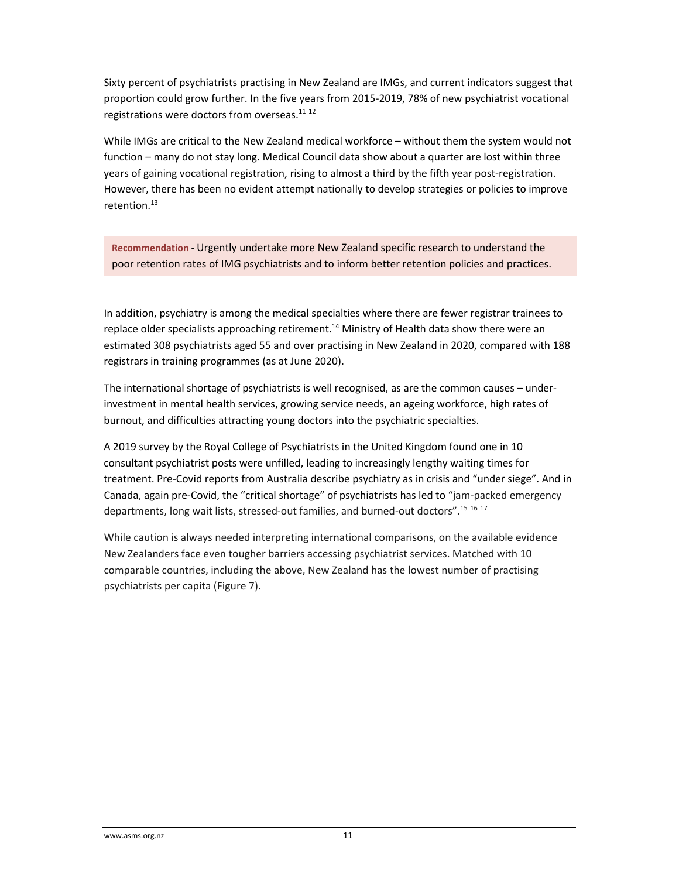Sixty percent of psychiatrists practising in New Zealand are IMGs, and current indicators suggest that proportion could grow further. In the five years from 2015-2019, 78% of new psychiatrist vocational registrations were doctors from overseas.[11 12]

While IMGs are critical to the New Zealand medical workforce – without them the system would not function – many do not stay long. Medical Council data show about a quarter are lost within three years of gaining vocational registration, rising to almost a third by the fifth year post-registration. However, there has been no evident attempt nationally to develop strategies or policies to improve retention.[13]

> **Recommendation** - Urgently undertake more New Zealand specific research to understand the poor retention rates of IMG psychiatrists and to inform better retention policies and practices.

In addition, psychiatry is among the medical specialties where there are fewer registrar trainees to replace older specialists approaching retirement.[14] Ministry of Health data show there were an estimated 308 psychiatrists aged 55 and over practising in New Zealand in 2020, compared with 188 registrars in training programmes (as at June 2020).

The international shortage of psychiatrists is well recognised, as are the common causes – under-investment in mental health services, growing service needs, an ageing workforce, high rates of burnout, and difficulties attracting young doctors into the psychiatric specialties.

A 2019 survey by the Royal College of Psychiatrists in the United Kingdom found one in 10 consultant psychiatrist posts were unfilled, leading to increasingly lengthy waiting times for treatment. Pre-Covid reports from Australia describe psychiatry as in crisis and "under siege". And in Canada, again pre-Covid, the "critical shortage" of psychiatrists has led to "jam-packed emergency departments, long wait lists, stressed-out families, and burned-out doctors".[15 16 17]

While caution is always needed interpreting international comparisons, on the available evidence New Zealanders face even tougher barriers accessing psychiatrist services. Matched with 10 comparable countries, including the above, New Zealand has the lowest number of practising psychiatrists per capita (Figure 7).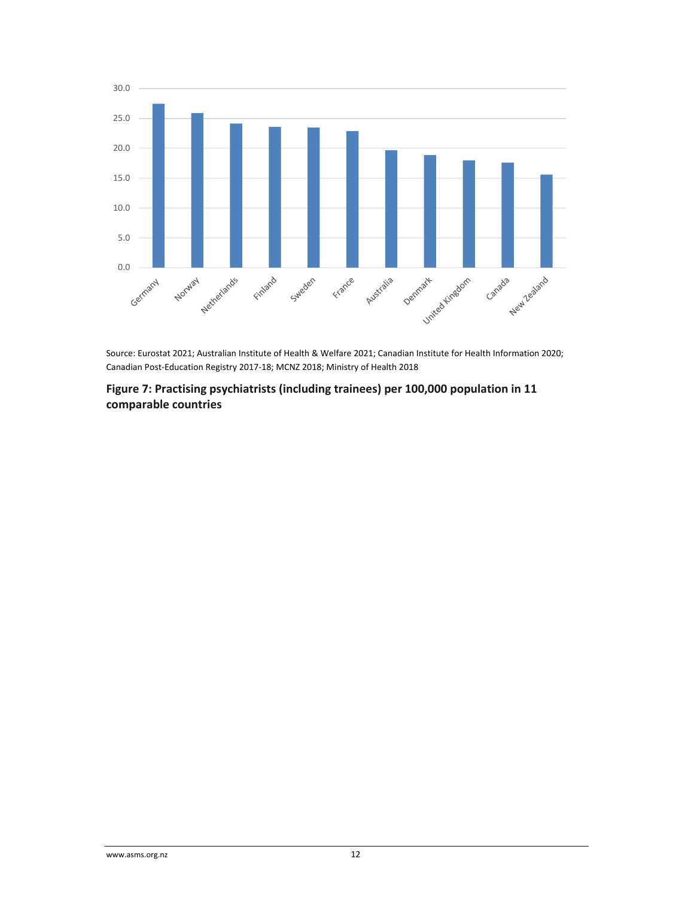Source: Eurostat 2021; Australian Institute of Health & Welfare 2021; Canadian Institute for Health Information 2020; Canadian Post-Education Registry 2017-18; MCNZ 2018; Ministry of Health 2018

**Figure 7: Practising psychiatrists (including trainees) per 100,000 population in 11 comparable countries**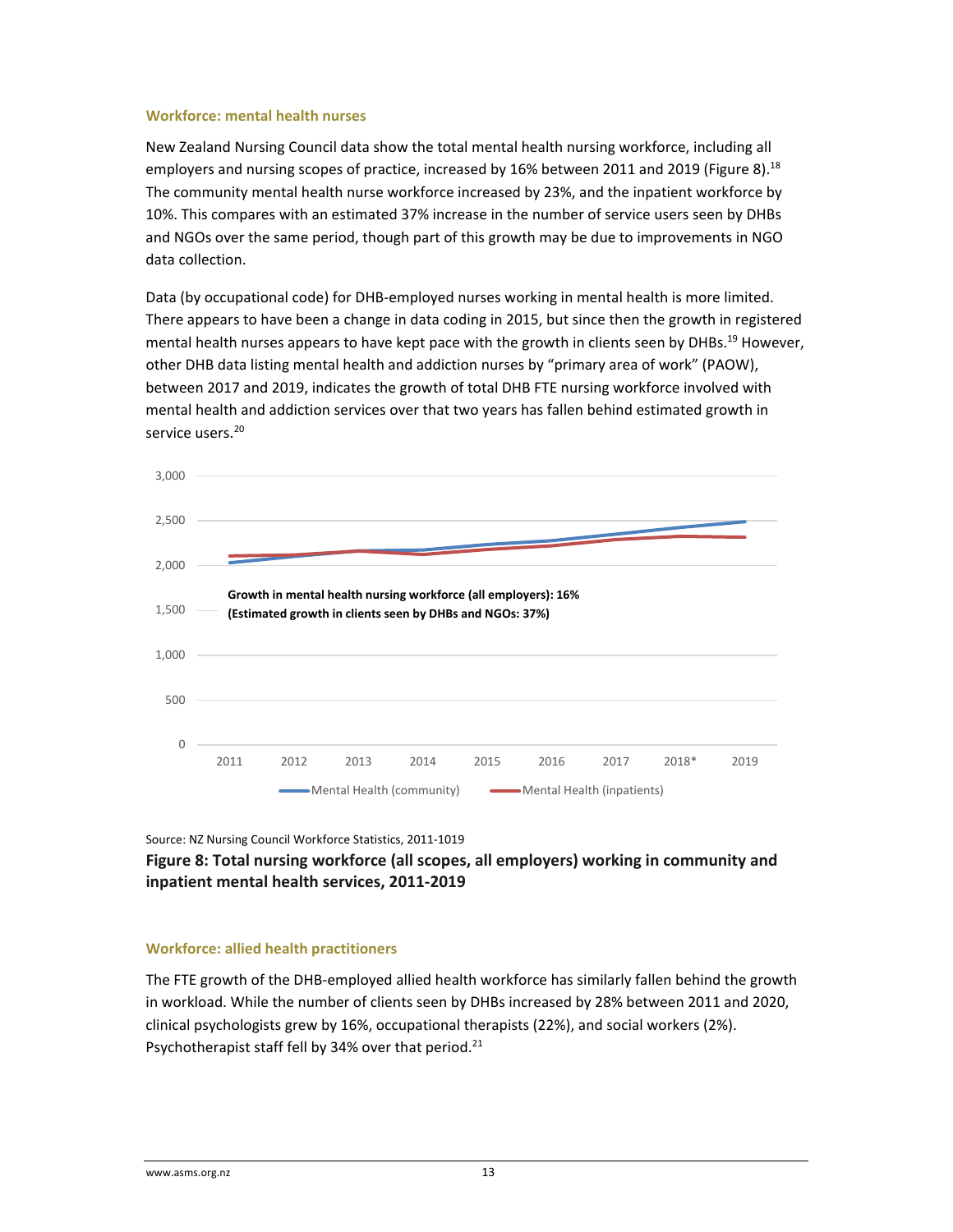### Workforce: mental health nurses

New Zealand Nursing Council data show the total mental health nursing workforce, including all employers and nursing scopes of practice, increased by 16% between 2011 and 2019 (Figure 8).[18] The community mental health nurse workforce increased by 23%, and the inpatient workforce by 10%. This compares with an estimated 37% increase in the number of service users seen by DHBs and NGOs over the same period, though part of this growth may be due to improvements in NGO data collection.

Data (by occupational code) for DHB-employed nurses working in mental health is more limited. There appears to have been a change in data coding in 2015, but since then the growth in registered mental health nurses appears to have kept pace with the growth in clients seen by DHBs.[19] However, other DHB data listing mental health and addiction nurses by "primary area of work" (PAOW), between 2017 and 2019, indicates the growth of total DHB FTE nursing workforce involved with mental health and addiction services over that two years has fallen behind estimated growth in service users.[20]

Growth in mental health nursing workforce (all employers): 16%
(Estimated growth in clients seen by DHBs and NGOs: 37%)

Mental Health (community) — Mental Health (inpatients)

Source: NZ Nursing Council Workforce Statistics, 2011-1019

**Figure 8: Total nursing workforce (all scopes, all employers) working in community and inpatient mental health services, 2011-2019**

### Workforce: allied health practitioners

The FTE growth of the DHB-employed allied health workforce has similarly fallen behind the growth in workload. While the number of clients seen by DHBs increased by 28% between 2011 and 2020, clinical psychologists grew by 16%, occupational therapists (22%), and social workers (2%). Psychotherapist staff fell by 34% over that period.[21]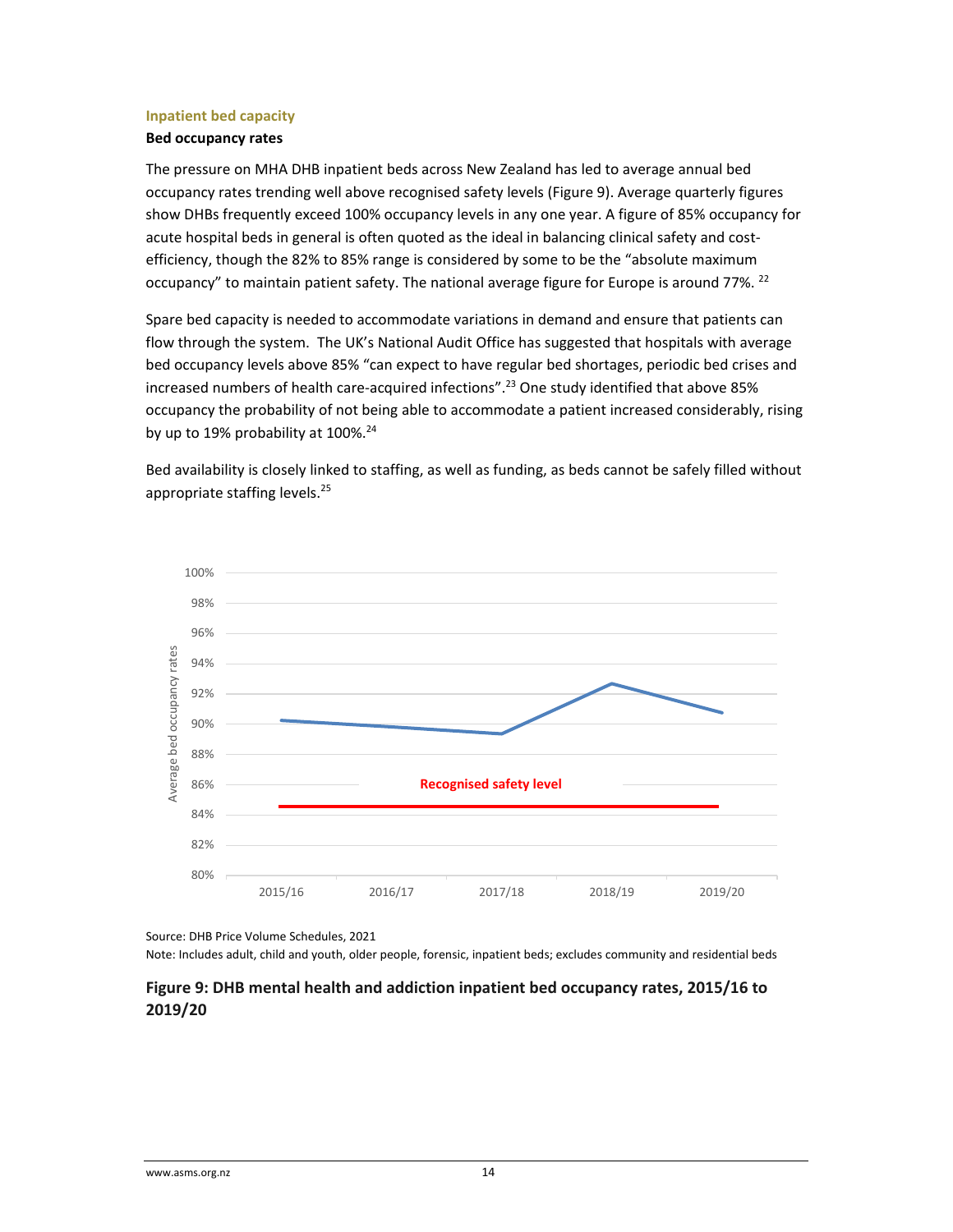### Inpatient bed capacity

**Bed occupancy rates**

The pressure on MHA DHB inpatient beds across New Zealand has led to average annual bed occupancy rates trending well above recognised safety levels (Figure 9). Average quarterly figures show DHBs frequently exceed 100% occupancy levels in any one year. A figure of 85% occupancy for acute hospital beds in general is often quoted as the ideal in balancing clinical safety and cost-efficiency, though the 82% to 85% range is considered by some to be the "absolute maximum occupancy" to maintain patient safety. The national average figure for Europe is around 77%. [22]

Spare bed capacity is needed to accommodate variations in demand and ensure that patients can flow through the system. The UK's National Audit Office has suggested that hospitals with average bed occupancy levels above 85% "can expect to have regular bed shortages, periodic bed crises and increased numbers of health care-acquired infections".[23] One study identified that above 85% occupancy the probability of not being able to accommodate a patient increased considerably, rising by up to 19% probability at 100%.[24]

Bed availability is closely linked to staffing, as well as funding, as beds cannot be safely filled without appropriate staffing levels.[25]

Source: DHB Price Volume Schedules, 2021

Note: Includes adult, child and youth, older people, forensic, inpatient beds; excludes community and residential beds

**Figure 9: DHB mental health and addiction inpatient bed occupancy rates, 2015/16 to 2019/20**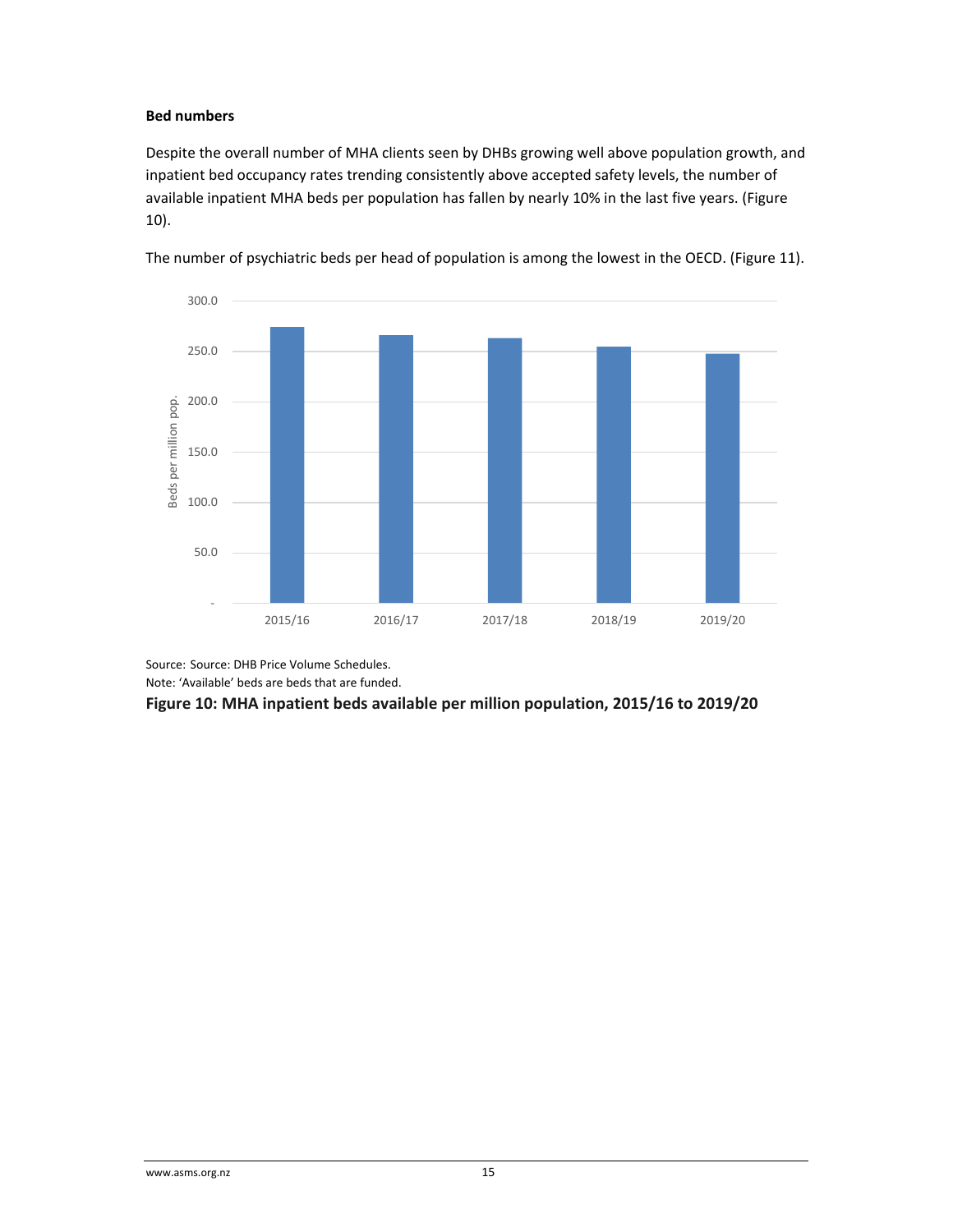**Bed numbers**

Despite the overall number of MHA clients seen by DHBs growing well above population growth, and inpatient bed occupancy rates trending consistently above accepted safety levels, the number of available inpatient MHA beds per population has fallen by nearly 10% in the last five years. (Figure 10).

The number of psychiatric beds per head of population is among the lowest in the OECD. (Figure 11).

Source: Source: DHB Price Volume Schedules.
Note: 'Available' beds are beds that are funded.

**Figure 10: MHA inpatient beds available per million population, 2015/16 to 2019/20**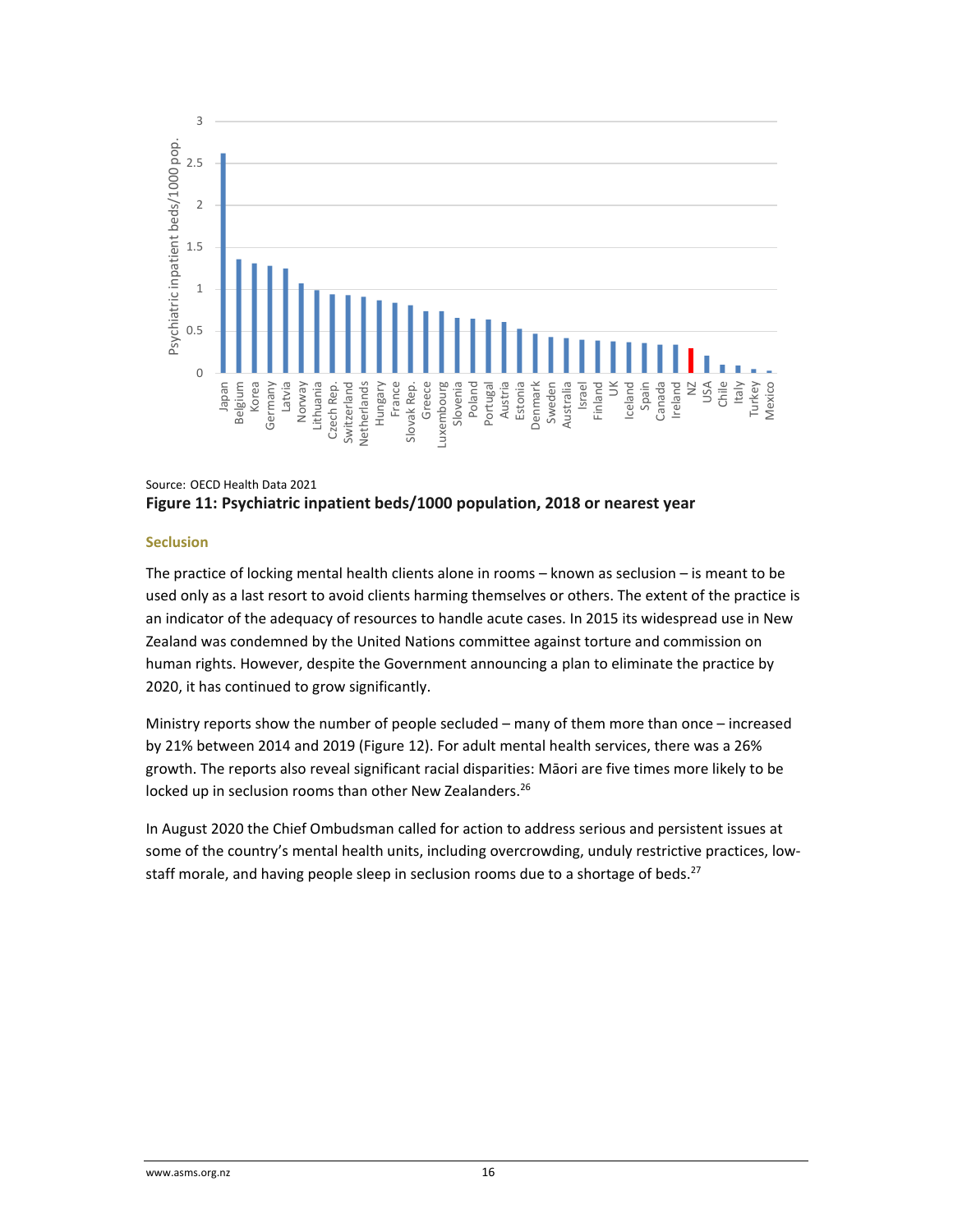Source: OECD Health Data 2021

**Figure 11: Psychiatric inpatient beds/1000 population, 2018 or nearest year**

### Seclusion

The practice of locking mental health clients alone in rooms – known as seclusion – is meant to be used only as a last resort to avoid clients harming themselves or others. The extent of the practice is an indicator of the adequacy of resources to handle acute cases. In 2015 its widespread use in New Zealand was condemned by the United Nations committee against torture and commission on human rights. However, despite the Government announcing a plan to eliminate the practice by 2020, it has continued to grow significantly.

Ministry reports show the number of people secluded – many of them more than once – increased by 21% between 2014 and 2019 (Figure 12). For adult mental health services, there was a 26% growth. The reports also reveal significant racial disparities: Māori are five times more likely to be locked up in seclusion rooms than other New Zealanders.[26]

In August 2020 the Chief Ombudsman called for action to address serious and persistent issues at some of the country's mental health units, including overcrowding, unduly restrictive practices, low-staff morale, and having people sleep in seclusion rooms due to a shortage of beds.[27]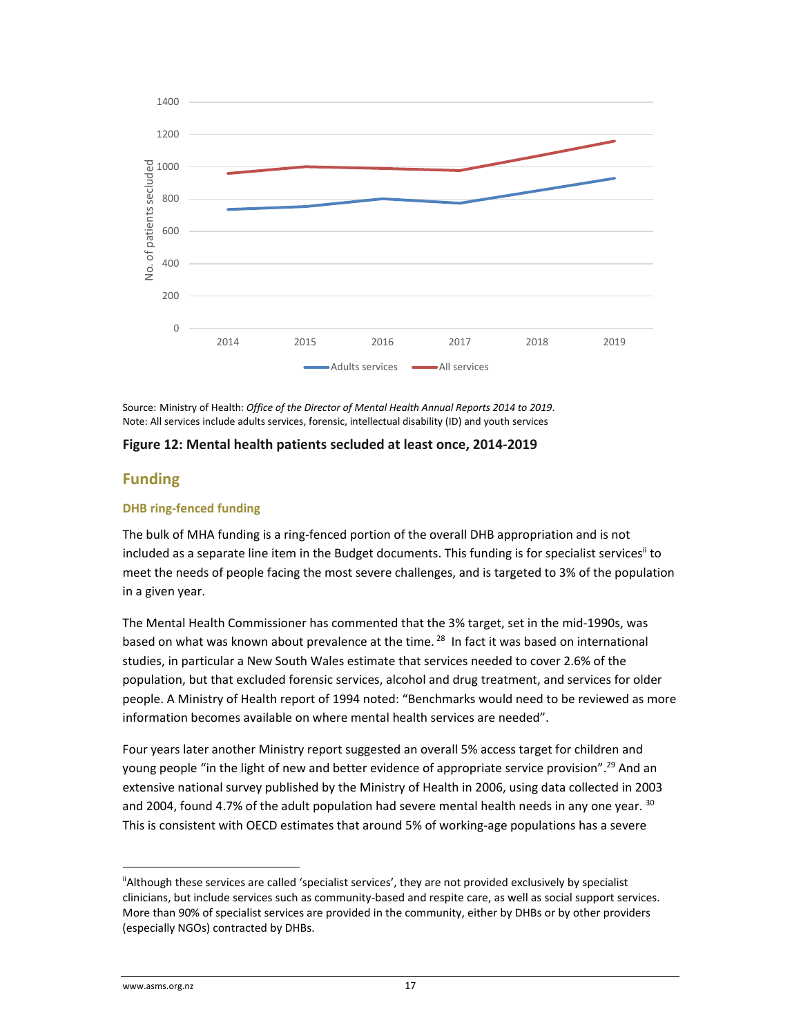Source: Ministry of Health: *Office of the Director of Mental Health Annual Reports 2014 to 2019*.
Note: All services include adults services, forensic, intellectual disability (ID) and youth services

**Figure 12: Mental health patients secluded at least once, 2014-2019**

## Funding

### DHB ring-fenced funding

The bulk of MHA funding is a ring-fenced portion of the overall DHB appropriation and is not included as a separate line item in the Budget documents. This funding is for specialist services[ii] to meet the needs of people facing the most severe challenges, and is targeted to 3% of the population in a given year.

The Mental Health Commissioner has commented that the 3% target, set in the mid-1990s, was based on what was known about prevalence at the time.[28] In fact it was based on international studies, in particular a New South Wales estimate that services needed to cover 2.6% of the population, but that excluded forensic services, alcohol and drug treatment, and services for older people. A Ministry of Health report of 1994 noted: "Benchmarks would need to be reviewed as more information becomes available on where mental health services are needed".

Four years later another Ministry report suggested an overall 5% access target for children and young people "in the light of new and better evidence of appropriate service provision".[29] And an extensive national survey published by the Ministry of Health in 2006, using data collected in 2003 and 2004, found 4.7% of the adult population had severe mental health needs in any one year.[30] This is consistent with OECD estimates that around 5% of working-age populations has a severe

[ii] Although these services are called 'specialist services', they are not provided exclusively by specialist clinicians, but include services such as community-based and respite care, as well as social support services. More than 90% of specialist services are provided in the community, either by DHBs or by other providers (especially NGOs) contracted by DHBs.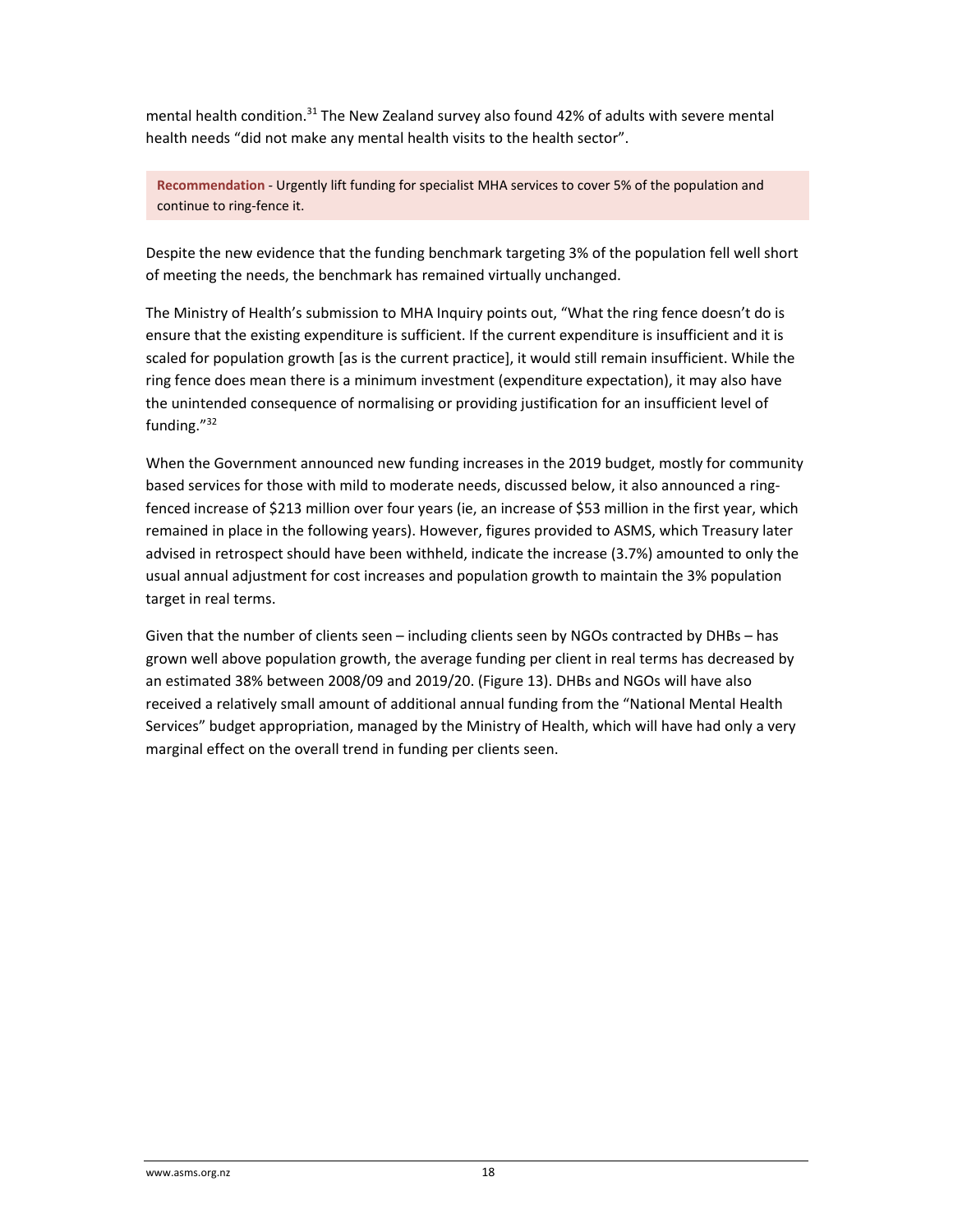mental health condition.[31] The New Zealand survey also found 42% of adults with severe mental health needs "did not make any mental health visits to the health sector".

> **Recommendation** - Urgently lift funding for specialist MHA services to cover 5% of the population and continue to ring-fence it.

Despite the new evidence that the funding benchmark targeting 3% of the population fell well short of meeting the needs, the benchmark has remained virtually unchanged.

The Ministry of Health's submission to MHA Inquiry points out, "What the ring fence doesn't do is ensure that the existing expenditure is sufficient. If the current expenditure is insufficient and it is scaled for population growth [as is the current practice], it would still remain insufficient. While the ring fence does mean there is a minimum investment (expenditure expectation), it may also have the unintended consequence of normalising or providing justification for an insufficient level of funding."[32]

When the Government announced new funding increases in the 2019 budget, mostly for community based services for those with mild to moderate needs, discussed below, it also announced a ring-fenced increase of $213 million over four years (ie, an increase of $53 million in the first year, which remained in place in the following years). However, figures provided to ASMS, which Treasury later advised in retrospect should have been withheld, indicate the increase (3.7%) amounted to only the usual annual adjustment for cost increases and population growth to maintain the 3% population target in real terms.

Given that the number of clients seen – including clients seen by NGOs contracted by DHBs – has grown well above population growth, the average funding per client in real terms has decreased by an estimated 38% between 2008/09 and 2019/20. (Figure 13). DHBs and NGOs will have also received a relatively small amount of additional annual funding from the "National Mental Health Services" budget appropriation, managed by the Ministry of Health, which will have had only a very marginal effect on the overall trend in funding per clients seen.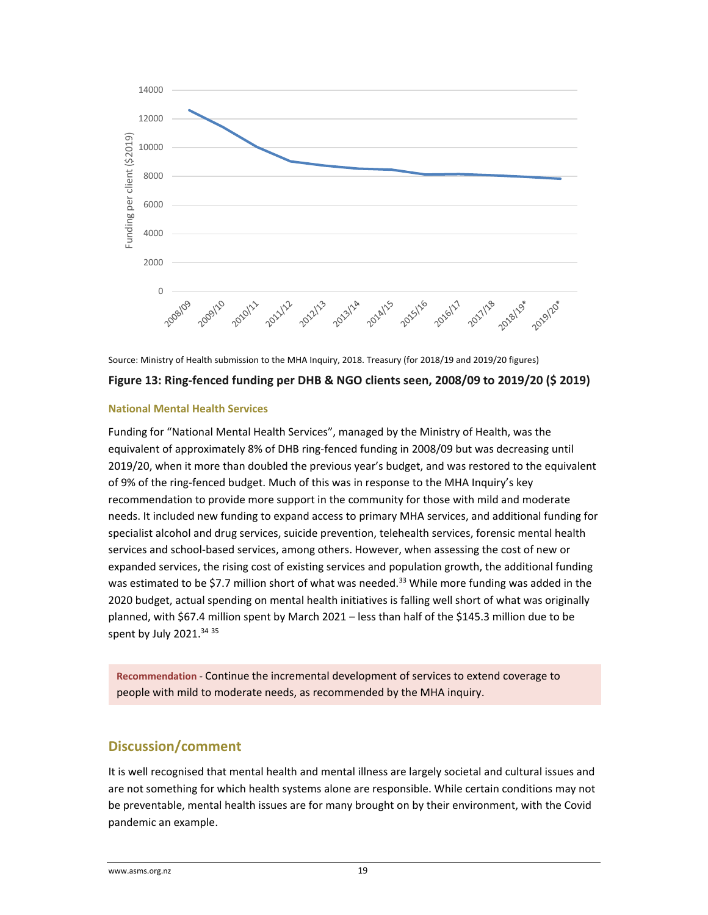Source: Ministry of Health submission to the MHA Inquiry, 2018. Treasury (for 2018/19 and 2019/20 figures)

**Figure 13: Ring-fenced funding per DHB & NGO clients seen, 2008/09 to 2019/20 ($ 2019)**

### National Mental Health Services

Funding for "National Mental Health Services", managed by the Ministry of Health, was the equivalent of approximately 8% of DHB ring-fenced funding in 2008/09 but was decreasing until 2019/20, when it more than doubled the previous year's budget, and was restored to the equivalent of 9% of the ring-fenced budget. Much of this was in response to the MHA Inquiry's key recommendation to provide more support in the community for those with mild and moderate needs. It included new funding to expand access to primary MHA services, and additional funding for specialist alcohol and drug services, suicide prevention, telehealth services, forensic mental health services and school-based services, among others. However, when assessing the cost of new or expanded services, the rising cost of existing services and population growth, the additional funding was estimated to be $7.7 million short of what was needed.[33] While more funding was added in the 2020 budget, actual spending on mental health initiatives is falling well short of what was originally planned, with $67.4 million spent by March 2021 – less than half of the $145.3 million due to be spent by July 2021.[34] [35]

**Recommendation** - Continue the incremental development of services to extend coverage to people with mild to moderate needs, as recommended by the MHA inquiry.

## Discussion/comment

It is well recognised that mental health and mental illness are largely societal and cultural issues and are not something for which health systems alone are responsible. While certain conditions may not be preventable, mental health issues are for many brought on by their environment, with the Covid pandemic an example.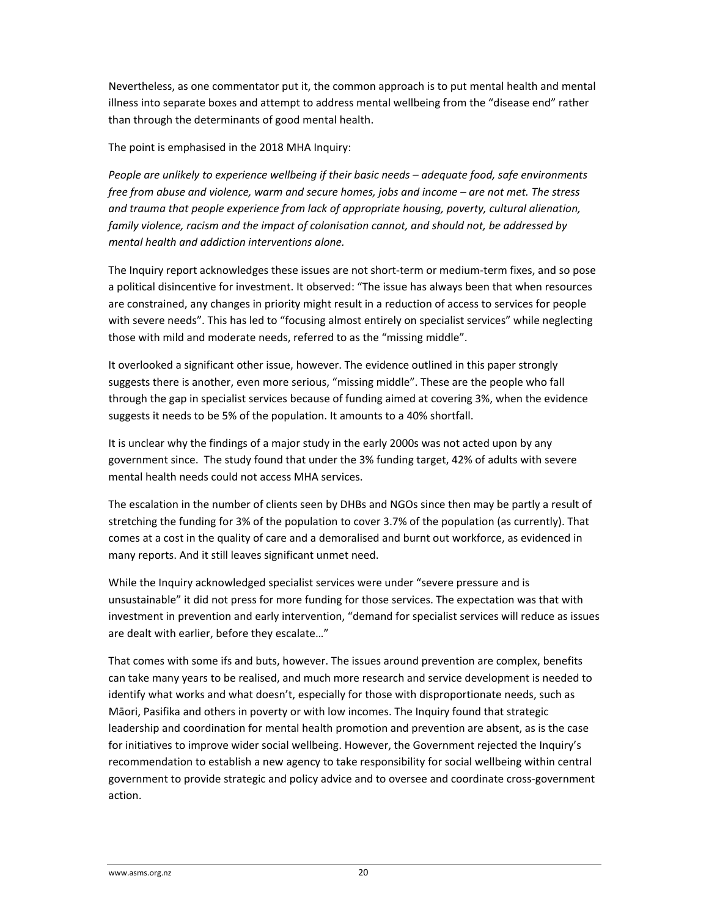Nevertheless, as one commentator put it, the common approach is to put mental health and mental illness into separate boxes and attempt to address mental wellbeing from the "disease end" rather than through the determinants of good mental health.

The point is emphasised in the 2018 MHA Inquiry:

*People are unlikely to experience wellbeing if their basic needs – adequate food, safe environments free from abuse and violence, warm and secure homes, jobs and income – are not met. The stress and trauma that people experience from lack of appropriate housing, poverty, cultural alienation, family violence, racism and the impact of colonisation cannot, and should not, be addressed by mental health and addiction interventions alone.*

The Inquiry report acknowledges these issues are not short-term or medium-term fixes, and so pose a political disincentive for investment. It observed: "The issue has always been that when resources are constrained, any changes in priority might result in a reduction of access to services for people with severe needs". This has led to "focusing almost entirely on specialist services" while neglecting those with mild and moderate needs, referred to as the "missing middle".

It overlooked a significant other issue, however. The evidence outlined in this paper strongly suggests there is another, even more serious, "missing middle". These are the people who fall through the gap in specialist services because of funding aimed at covering 3%, when the evidence suggests it needs to be 5% of the population. It amounts to a 40% shortfall.

It is unclear why the findings of a major study in the early 2000s was not acted upon by any government since. The study found that under the 3% funding target, 42% of adults with severe mental health needs could not access MHA services.

The escalation in the number of clients seen by DHBs and NGOs since then may be partly a result of stretching the funding for 3% of the population to cover 3.7% of the population (as currently). That comes at a cost in the quality of care and a demoralised and burnt out workforce, as evidenced in many reports. And it still leaves significant unmet need.

While the Inquiry acknowledged specialist services were under "severe pressure and is unsustainable" it did not press for more funding for those services. The expectation was that with investment in prevention and early intervention, "demand for specialist services will reduce as issues are dealt with earlier, before they escalate…"

That comes with some ifs and buts, however. The issues around prevention are complex, benefits can take many years to be realised, and much more research and service development is needed to identify what works and what doesn't, especially for those with disproportionate needs, such as Māori, Pasifika and others in poverty or with low incomes. The Inquiry found that strategic leadership and coordination for mental health promotion and prevention are absent, as is the case for initiatives to improve wider social wellbeing. However, the Government rejected the Inquiry's recommendation to establish a new agency to take responsibility for social wellbeing within central government to provide strategic and policy advice and to oversee and coordinate cross-government action.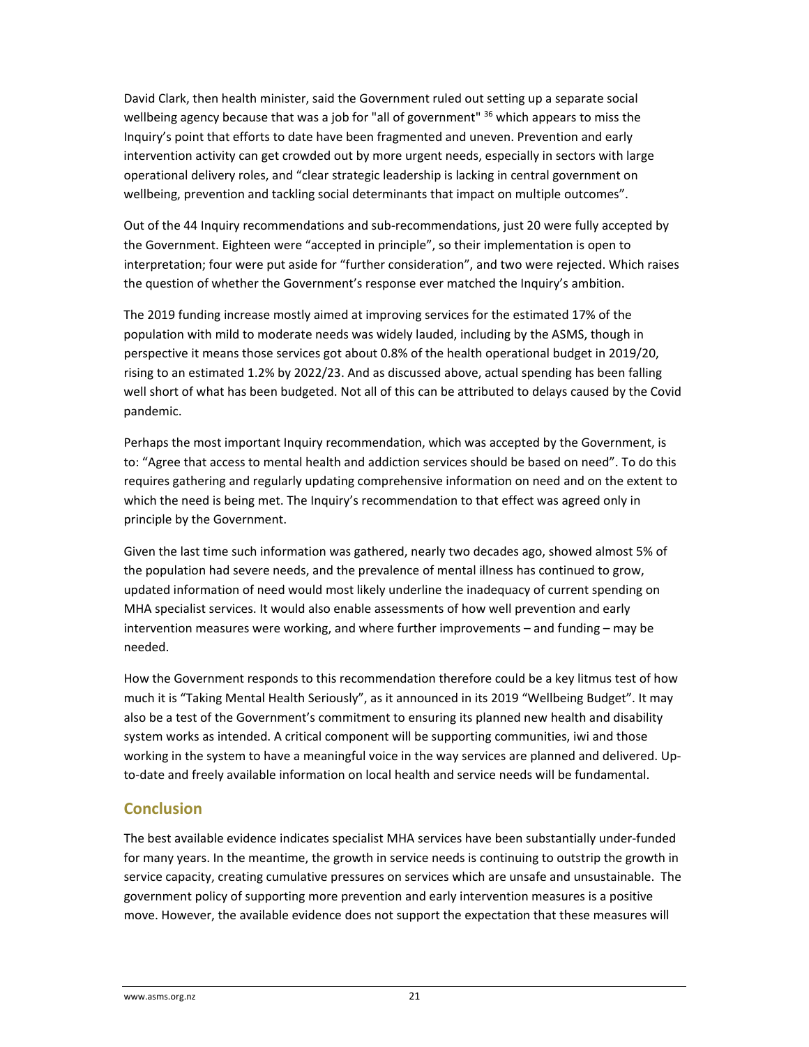David Clark, then health minister, said the Government ruled out setting up a separate social wellbeing agency because that was a job for "all of government" [36] which appears to miss the Inquiry's point that efforts to date have been fragmented and uneven. Prevention and early intervention activity can get crowded out by more urgent needs, especially in sectors with large operational delivery roles, and "clear strategic leadership is lacking in central government on wellbeing, prevention and tackling social determinants that impact on multiple outcomes".

Out of the 44 Inquiry recommendations and sub-recommendations, just 20 were fully accepted by the Government. Eighteen were "accepted in principle", so their implementation is open to interpretation; four were put aside for "further consideration", and two were rejected. Which raises the question of whether the Government's response ever matched the Inquiry's ambition.

The 2019 funding increase mostly aimed at improving services for the estimated 17% of the population with mild to moderate needs was widely lauded, including by the ASMS, though in perspective it means those services got about 0.8% of the health operational budget in 2019/20, rising to an estimated 1.2% by 2022/23. And as discussed above, actual spending has been falling well short of what has been budgeted. Not all of this can be attributed to delays caused by the Covid pandemic.

Perhaps the most important Inquiry recommendation, which was accepted by the Government, is to: "Agree that access to mental health and addiction services should be based on need". To do this requires gathering and regularly updating comprehensive information on need and on the extent to which the need is being met. The Inquiry's recommendation to that effect was agreed only in principle by the Government.

Given the last time such information was gathered, nearly two decades ago, showed almost 5% of the population had severe needs, and the prevalence of mental illness has continued to grow, updated information of need would most likely underline the inadequacy of current spending on MHA specialist services. It would also enable assessments of how well prevention and early intervention measures were working, and where further improvements – and funding – may be needed.

How the Government responds to this recommendation therefore could be a key litmus test of how much it is "Taking Mental Health Seriously", as it announced in its 2019 "Wellbeing Budget". It may also be a test of the Government's commitment to ensuring its planned new health and disability system works as intended. A critical component will be supporting communities, iwi and those working in the system to have a meaningful voice in the way services are planned and delivered. Up-to-date and freely available information on local health and service needs will be fundamental.

## Conclusion

The best available evidence indicates specialist MHA services have been substantially under-funded for many years. In the meantime, the growth in service needs is continuing to outstrip the growth in service capacity, creating cumulative pressures on services which are unsafe and unsustainable. The government policy of supporting more prevention and early intervention measures is a positive move. However, the available evidence does not support the expectation that these measures will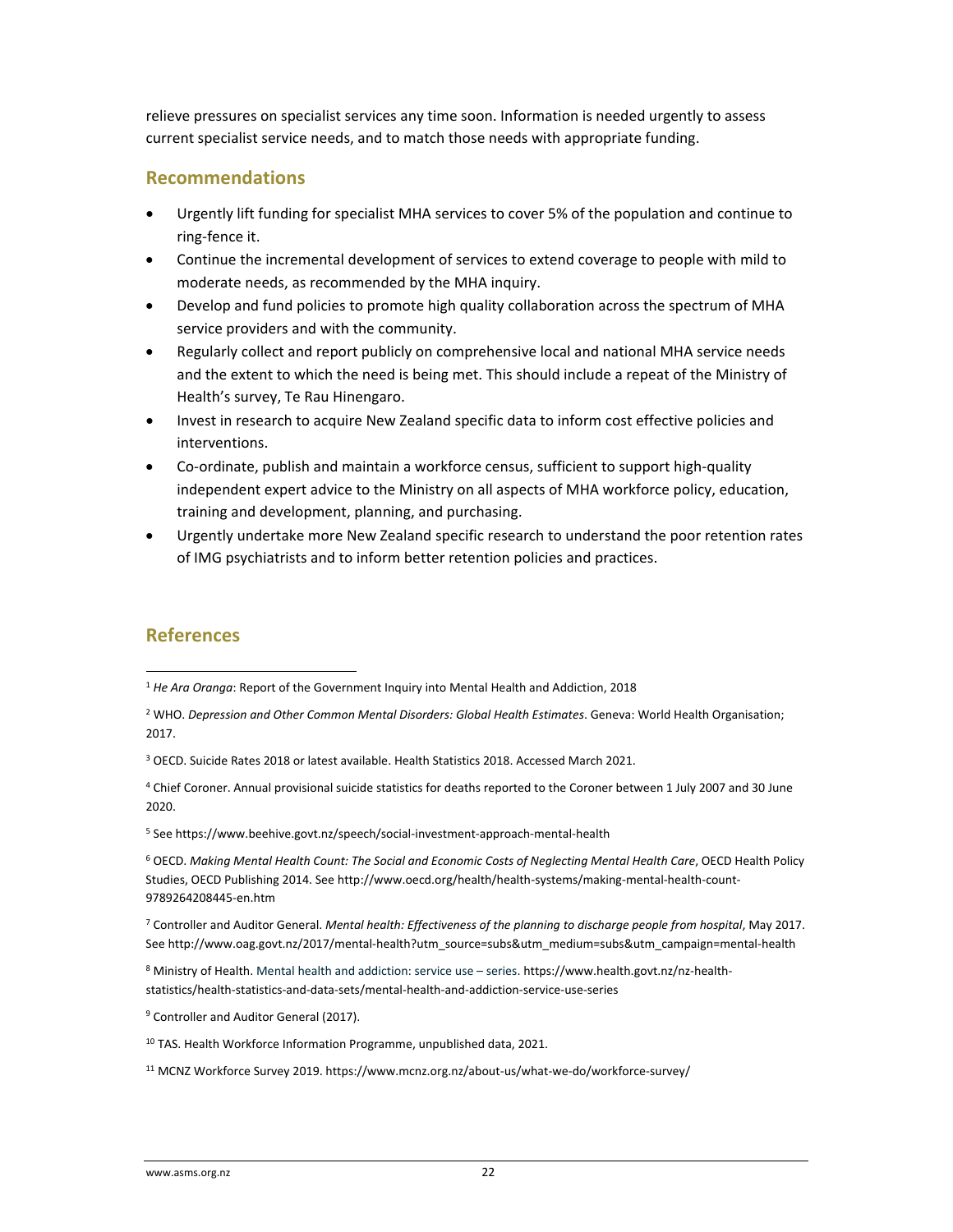relieve pressures on specialist services any time soon. Information is needed urgently to assess current specialist service needs, and to match those needs with appropriate funding.

## Recommendations

- Urgently lift funding for specialist MHA services to cover 5% of the population and continue to ring-fence it.
- Continue the incremental development of services to extend coverage to people with mild to moderate needs, as recommended by the MHA inquiry.
- Develop and fund policies to promote high quality collaboration across the spectrum of MHA service providers and with the community.
- Regularly collect and report publicly on comprehensive local and national MHA service needs and the extent to which the need is being met. This should include a repeat of the Ministry of Health's survey, Te Rau Hinengaro.
- Invest in research to acquire New Zealand specific data to inform cost effective policies and interventions.
- Co-ordinate, publish and maintain a workforce census, sufficient to support high-quality independent expert advice to the Ministry on all aspects of MHA workforce policy, education, training and development, planning, and purchasing.
- Urgently undertake more New Zealand specific research to understand the poor retention rates of IMG psychiatrists and to inform better retention policies and practices.

## References

[1] *He Ara Oranga*: Report of the Government Inquiry into Mental Health and Addiction, 2018

[2] WHO. *Depression and Other Common Mental Disorders: Global Health Estimates*. Geneva: World Health Organisation; 2017.

[3] OECD. Suicide Rates 2018 or latest available. Health Statistics 2018. Accessed March 2021.

[4] Chief Coroner. Annual provisional suicide statistics for deaths reported to the Coroner between 1 July 2007 and 30 June 2020.

[5] See https://www.beehive.govt.nz/speech/social-investment-approach-mental-health

[6] OECD. *Making Mental Health Count: The Social and Economic Costs of Neglecting Mental Health Care*, OECD Health Policy Studies, OECD Publishing 2014. See http://www.oecd.org/health/health-systems/making-mental-health-count-9789264208445-en.htm

[7] Controller and Auditor General. *Mental health: Effectiveness of the planning to discharge people from hospital*, May 2017. See http://www.oag.govt.nz/2017/mental-health?utm_source=subs&utm_medium=subs&utm_campaign=mental-health

[8] Ministry of Health. Mental health and addiction: service use – series. https://www.health.govt.nz/nz-health-statistics/health-statistics-and-data-sets/mental-health-and-addiction-service-use-series

[9] Controller and Auditor General (2017).

[10] TAS. Health Workforce Information Programme, unpublished data, 2021.

[11] MCNZ Workforce Survey 2019. https://www.mcnz.org.nz/about-us/what-we-do/workforce-survey/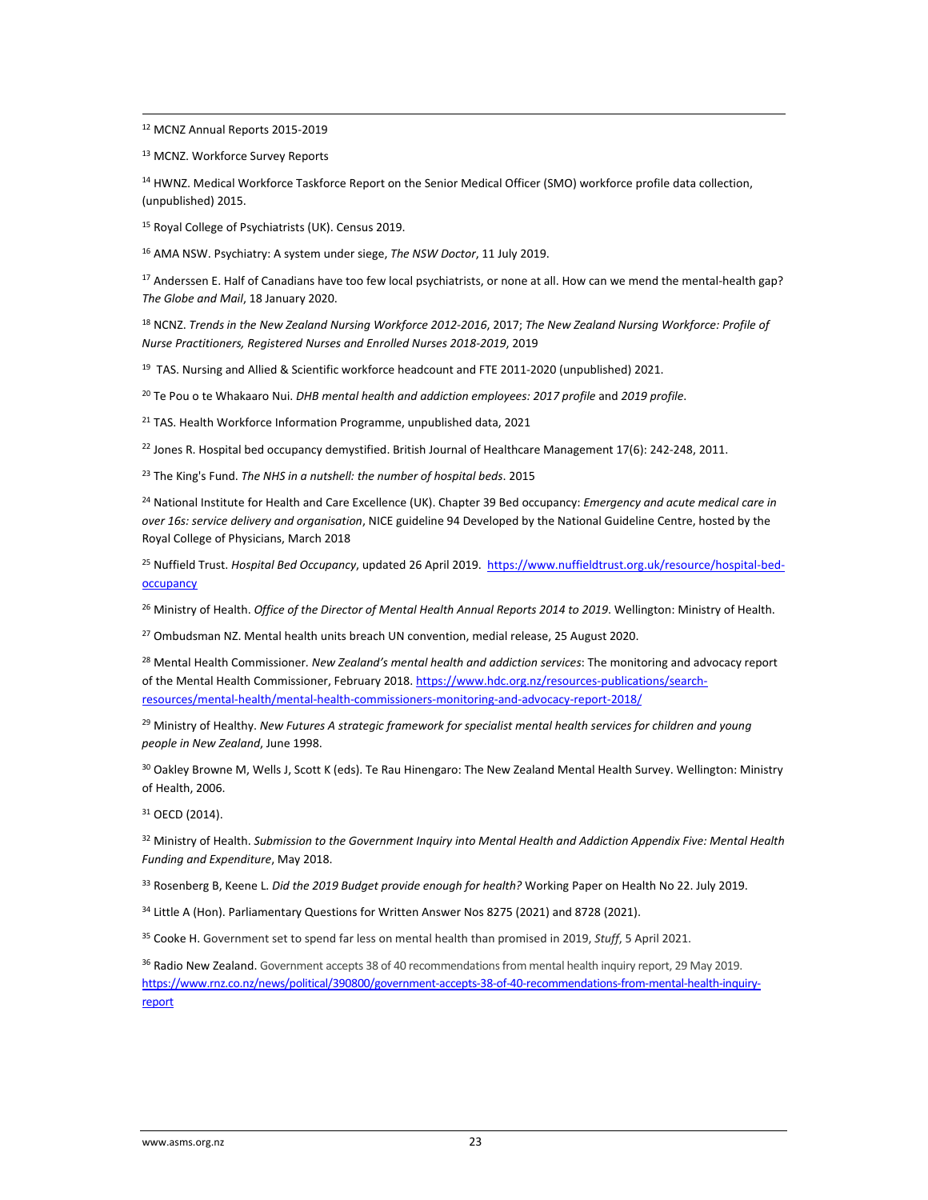[12] MCNZ Annual Reports 2015-2019

[13] MCNZ. Workforce Survey Reports

[14] HWNZ. Medical Workforce Taskforce Report on the Senior Medical Officer (SMO) workforce profile data collection, (unpublished) 2015.

[15] Royal College of Psychiatrists (UK). Census 2019.

[16] AMA NSW. Psychiatry: A system under siege, *The NSW Doctor*, 11 July 2019.

[17] Anderssen E. Half of Canadians have too few local psychiatrists, or none at all. How can we mend the mental-health gap? *The Globe and Mail*, 18 January 2020.

[18] NCNZ. *Trends in the New Zealand Nursing Workforce 2012-2016*, 2017; *The New Zealand Nursing Workforce: Profile of Nurse Practitioners, Registered Nurses and Enrolled Nurses 2018-2019*, 2019

[19] TAS. Nursing and Allied & Scientific workforce headcount and FTE 2011-2020 (unpublished) 2021.

[20] Te Pou o te Whakaaro Nui. *DHB mental health and addiction employees: 2017 profile* and *2019 profile*.

[21] TAS. Health Workforce Information Programme, unpublished data, 2021

[22] Jones R. Hospital bed occupancy demystified. British Journal of Healthcare Management 17(6): 242-248, 2011.

[23] The King's Fund. *The NHS in a nutshell: the number of hospital beds*. 2015

[24] National Institute for Health and Care Excellence (UK). Chapter 39 Bed occupancy: *Emergency and acute medical care in over 16s: service delivery and organisation*, NICE guideline 94 Developed by the National Guideline Centre, hosted by the Royal College of Physicians, March 2018

[25] Nuffield Trust. *Hospital Bed Occupancy*, updated 26 April 2019. https://www.nuffieldtrust.org.uk/resource/hospital-bed-occupancy

[26] Ministry of Health. *Office of the Director of Mental Health Annual Reports 2014 to 2019*. Wellington: Ministry of Health.

[27] Ombudsman NZ. Mental health units breach UN convention, medial release, 25 August 2020.

[28] Mental Health Commissioner. *New Zealand's mental health and addiction services*: The monitoring and advocacy report of the Mental Health Commissioner, February 2018. https://www.hdc.org.nz/resources-publications/search-resources/mental-health/mental-health-commissioners-monitoring-and-advocacy-report-2018/

[29] Ministry of Healthy. *New Futures A strategic framework for specialist mental health services for children and young people in New Zealand*, June 1998.

[30] Oakley Browne M, Wells J, Scott K (eds). Te Rau Hinengaro: The New Zealand Mental Health Survey. Wellington: Ministry of Health, 2006.

[31] OECD (2014).

[32] Ministry of Health. *Submission to the Government Inquiry into Mental Health and Addiction Appendix Five: Mental Health Funding and Expenditure*, May 2018.

[33] Rosenberg B, Keene L. *Did the 2019 Budget provide enough for health?* Working Paper on Health No 22. July 2019.

[34] Little A (Hon). Parliamentary Questions for Written Answer Nos 8275 (2021) and 8728 (2021).

[35] Cooke H. Government set to spend far less on mental health than promised in 2019, *Stuff*, 5 April 2021.

[36] Radio New Zealand. Government accepts 38 of 40 recommendations from mental health inquiry report, 29 May 2019. https://www.rnz.co.nz/news/political/390800/government-accepts-38-of-40-recommendations-from-mental-health-inquiry-report